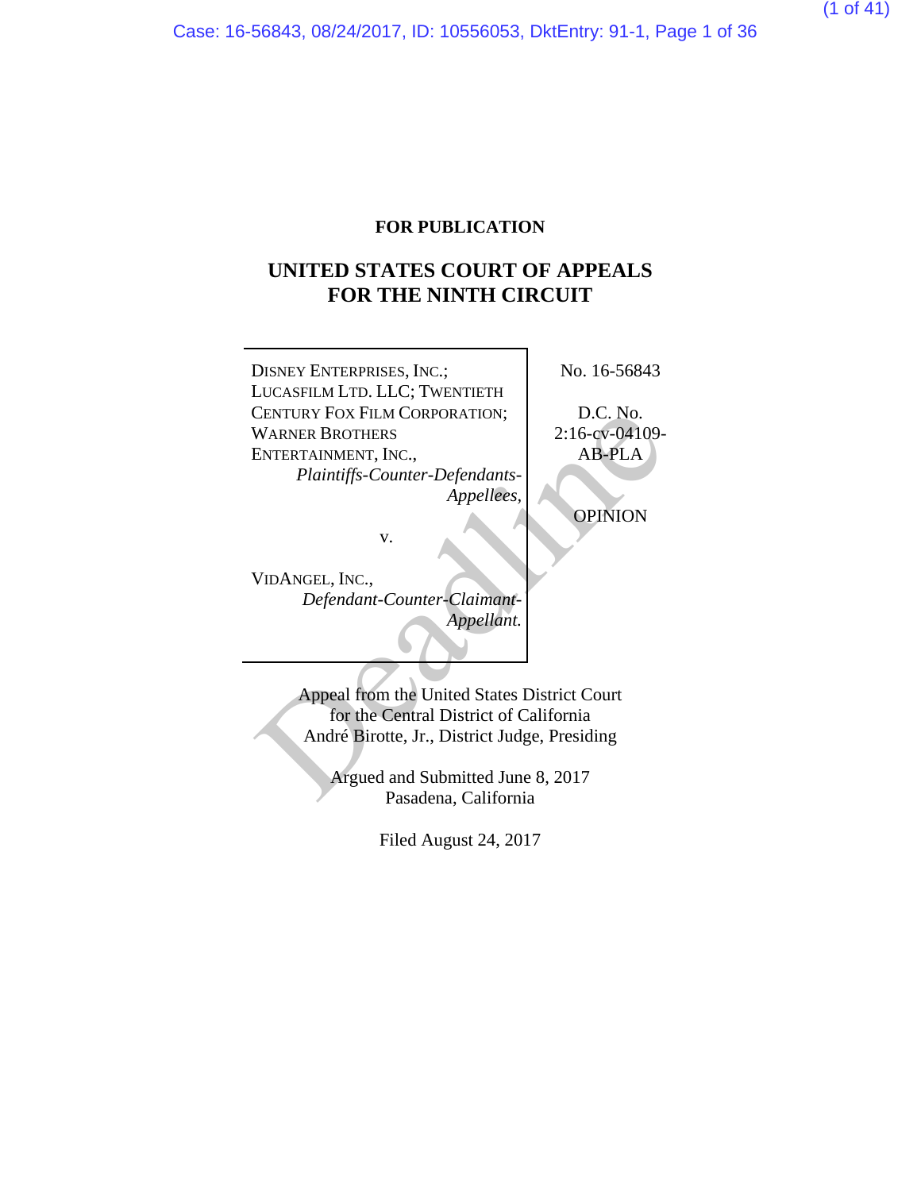**FOR PUBLICATION**

# UNITED STATES COURT OF APPEALS FOR THE NINTH CIRCUIT

| | |
|---|---|
| DISNEY ENTERPRISES, INC.; LUCASFILM LTD. LLC; TWENTIETH CENTURY FOX FILM CORPORATION; WARNER BROTHERS ENTERTAINMENT, INC., *Plaintiffs-Counter-Defendants-Appellees,* v. VIDANGEL, INC., *Defendant-Counter-Claimant-Appellant.* | No. 16-56843 D.C. No. 2:16-cv-04109-AB-PLA OPINION |

Appeal from the United States District Court for the Central District of California
André Birotte, Jr., District Judge, Presiding

Argued and Submitted June 8, 2017
Pasadena, California

Filed August 24, 2017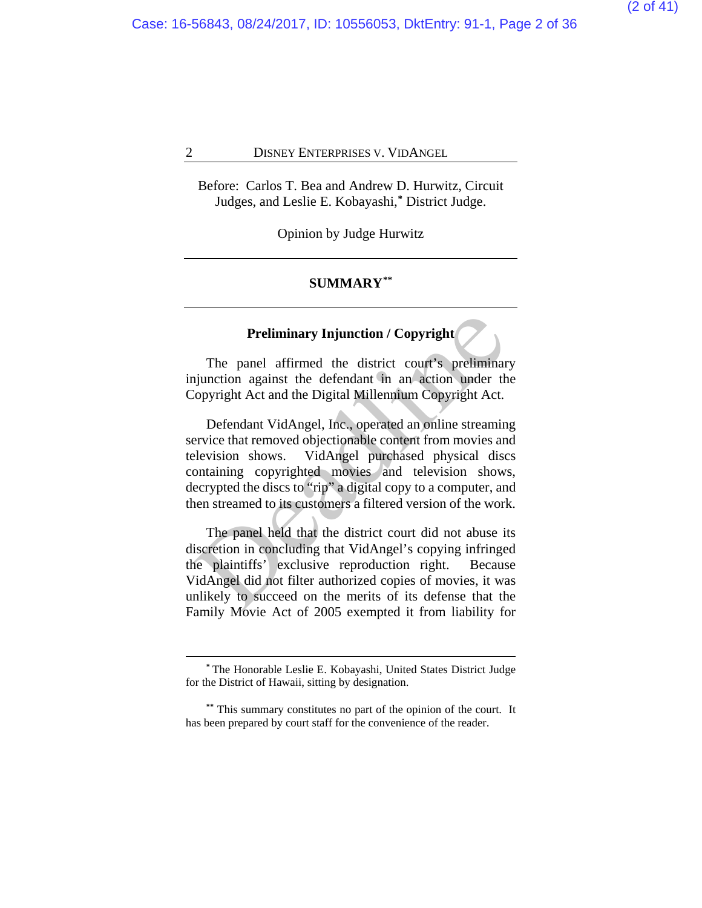Before: Carlos T. Bea and Andrew D. Hurwitz, Circuit Judges, and Leslie E. Kobayashi,* District Judge.

Opinion by Judge Hurwitz

## SUMMARY**

### Preliminary Injunction / Copyright

The panel affirmed the district court's preliminary injunction against the defendant in an action under the Copyright Act and the Digital Millennium Copyright Act.

Defendant VidAngel, Inc., operated an online streaming service that removed objectionable content from movies and television shows. VidAngel purchased physical discs containing copyrighted movies and television shows, decrypted the discs to "rip" a digital copy to a computer, and then streamed to its customers a filtered version of the work.

The panel held that the district court did not abuse its discretion in concluding that VidAngel's copying infringed the plaintiffs' exclusive reproduction right. Because VidAngel did not filter authorized copies of movies, it was unlikely to succeed on the merits of its defense that the Family Movie Act of 2005 exempted it from liability for

---

* The Honorable Leslie E. Kobayashi, United States District Judge for the District of Hawaii, sitting by designation.

** This summary constitutes no part of the opinion of the court. It has been prepared by court staff for the convenience of the reader.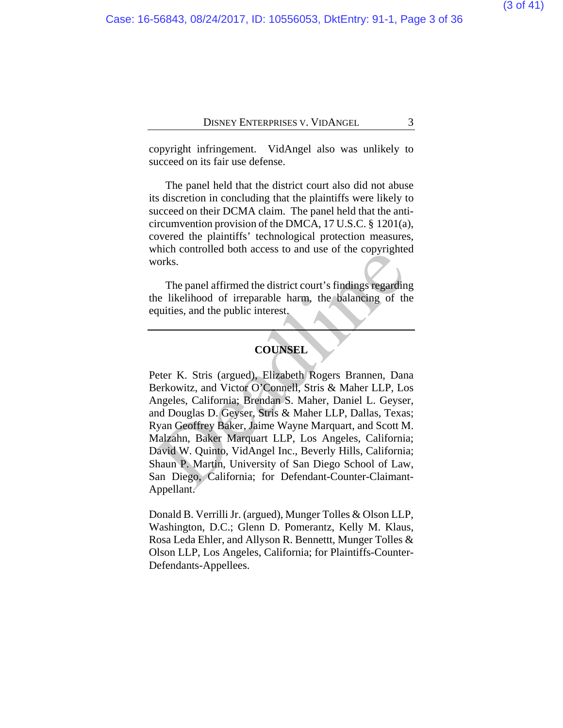copyright infringement. VidAngel also was unlikely to succeed on its fair use defense.

The panel held that the district court also did not abuse its discretion in concluding that the plaintiffs were likely to succeed on their DCMA claim. The panel held that the anti-circumvention provision of the DMCA, 17 U.S.C. § 1201(a), covered the plaintiffs' technological protection measures, which controlled both access to and use of the copyrighted works.

The panel affirmed the district court's findings regarding the likelihood of irreparable harm, the balancing of the equities, and the public interest.

---

## COUNSEL

Peter K. Stris (argued), Elizabeth Rogers Brannen, Dana Berkowitz, and Victor O'Connell, Stris & Maher LLP, Los Angeles, California; Brendan S. Maher, Daniel L. Geyser, and Douglas D. Geyser, Stris & Maher LLP, Dallas, Texas; Ryan Geoffrey Baker, Jaime Wayne Marquart, and Scott M. Malzahn, Baker Marquart LLP, Los Angeles, California; David W. Quinto, VidAngel Inc., Beverly Hills, California; Shaun P. Martin, University of San Diego School of Law, San Diego, California; for Defendant-Counter-Claimant-Appellant.

Donald B. Verrilli Jr. (argued), Munger Tolles & Olson LLP, Washington, D.C.; Glenn D. Pomerantz, Kelly M. Klaus, Rosa Leda Ehler, and Allyson R. Bennettt, Munger Tolles & Olson LLP, Los Angeles, California; for Plaintiffs-Counter-Defendants-Appellees.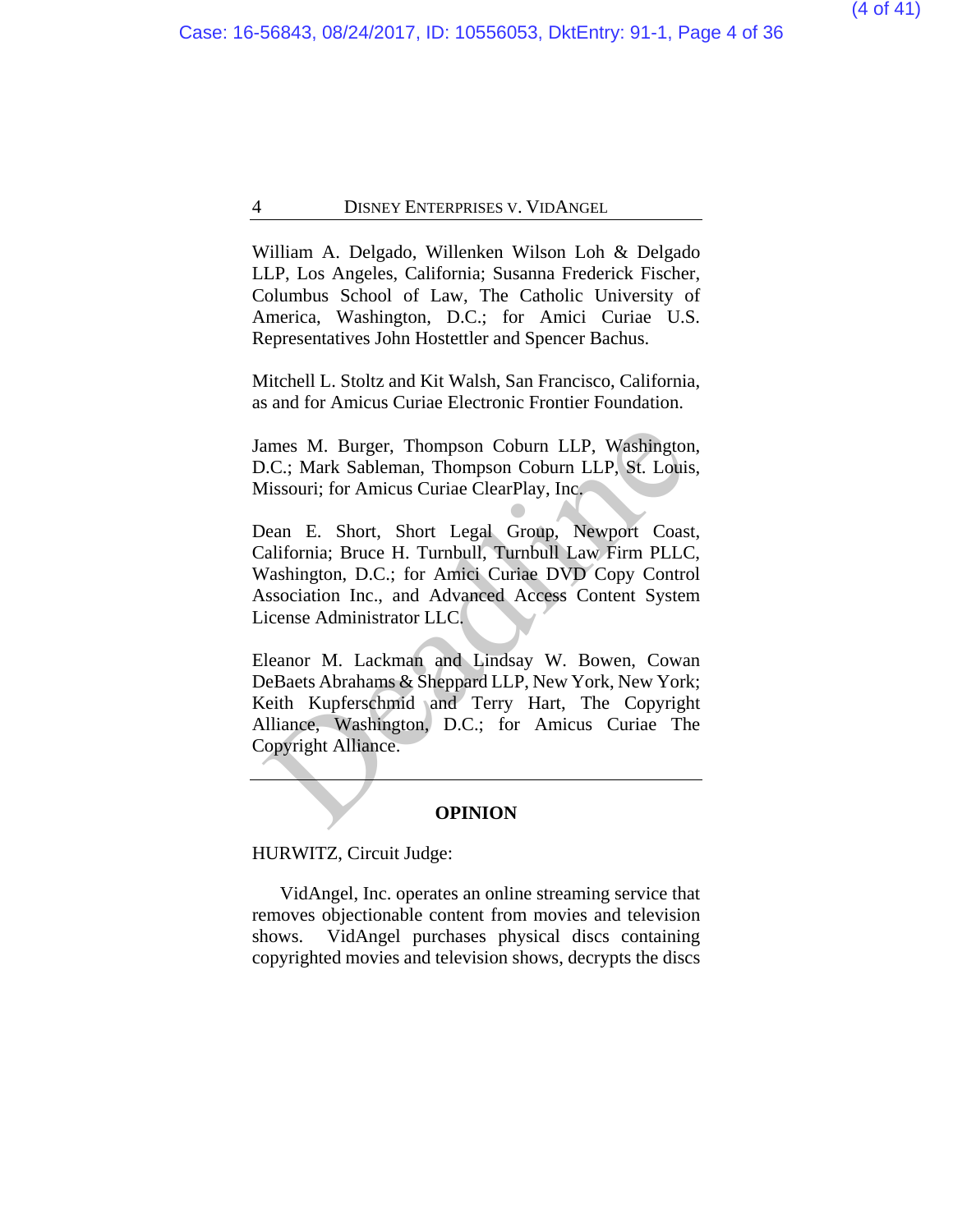William A. Delgado, Willenken Wilson Loh & Delgado LLP, Los Angeles, California; Susanna Frederick Fischer, Columbus School of Law, The Catholic University of America, Washington, D.C.; for Amici Curiae U.S. Representatives John Hostettler and Spencer Bachus.

Mitchell L. Stoltz and Kit Walsh, San Francisco, California, as and for Amicus Curiae Electronic Frontier Foundation.

James M. Burger, Thompson Coburn LLP, Washington, D.C.; Mark Sableman, Thompson Coburn LLP, St. Louis, Missouri; for Amicus Curiae ClearPlay, Inc.

Dean E. Short, Short Legal Group, Newport Coast, California; Bruce H. Turnbull, Turnbull Law Firm PLLC, Washington, D.C.; for Amici Curiae DVD Copy Control Association Inc., and Advanced Access Content System License Administrator LLC.

Eleanor M. Lackman and Lindsay W. Bowen, Cowan DeBaets Abrahams & Sheppard LLP, New York, New York; Keith Kupferschmid and Terry Hart, The Copyright Alliance, Washington, D.C.; for Amicus Curiae The Copyright Alliance.

---

**OPINION**

HURWITZ, Circuit Judge:

VidAngel, Inc. operates an online streaming service that removes objectionable content from movies and television shows. VidAngel purchases physical discs containing copyrighted movies and television shows, decrypts the discs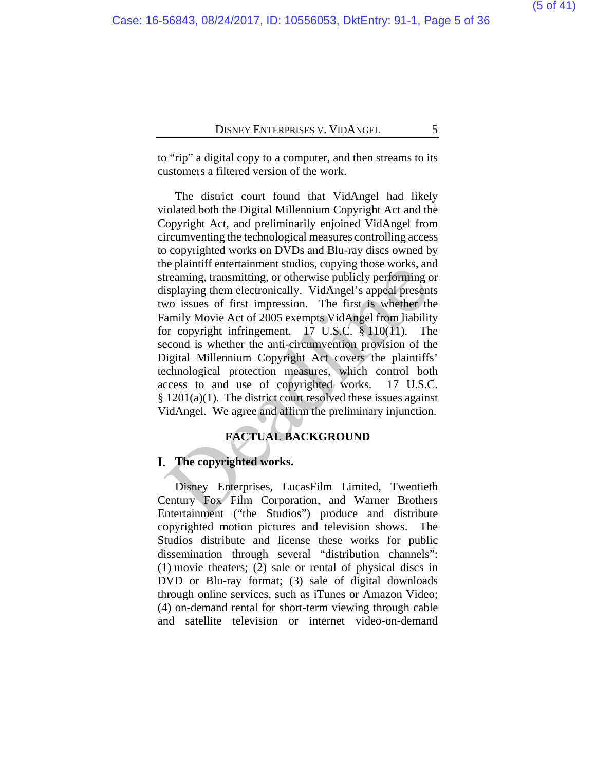to "rip" a digital copy to a computer, and then streams to its customers a filtered version of the work.

The district court found that VidAngel had likely violated both the Digital Millennium Copyright Act and the Copyright Act, and preliminarily enjoined VidAngel from circumventing the technological measures controlling access to copyrighted works on DVDs and Blu-ray discs owned by the plaintiff entertainment studios, copying those works, and streaming, transmitting, or otherwise publicly performing or displaying them electronically. VidAngel's appeal presents two issues of first impression. The first is whether the Family Movie Act of 2005 exempts VidAngel from liability for copyright infringement. 17 U.S.C. § 110(11). The second is whether the anti-circumvention provision of the Digital Millennium Copyright Act covers the plaintiffs' technological protection measures, which control both access to and use of copyrighted works. 17 U.S.C. § 1201(a)(1). The district court resolved these issues against VidAngel. We agree and affirm the preliminary injunction.

## FACTUAL BACKGROUND

### I. The copyrighted works.

Disney Enterprises, LucasFilm Limited, Twentieth Century Fox Film Corporation, and Warner Brothers Entertainment ("the Studios") produce and distribute copyrighted motion pictures and television shows. The Studios distribute and license these works for public dissemination through several "distribution channels": (1) movie theaters; (2) sale or rental of physical discs in DVD or Blu-ray format; (3) sale of digital downloads through online services, such as iTunes or Amazon Video; (4) on-demand rental for short-term viewing through cable and satellite television or internet video-on-demand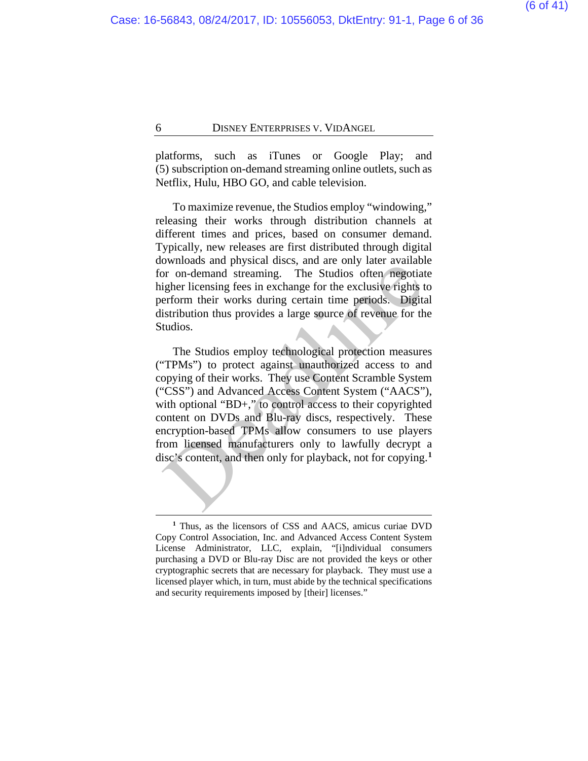platforms, such as iTunes or Google Play; and (5) subscription on-demand streaming online outlets, such as Netflix, Hulu, HBO GO, and cable television.

To maximize revenue, the Studios employ "windowing," releasing their works through distribution channels at different times and prices, based on consumer demand. Typically, new releases are first distributed through digital downloads and physical discs, and are only later available for on-demand streaming. The Studios often negotiate higher licensing fees in exchange for the exclusive rights to perform their works during certain time periods. Digital distribution thus provides a large source of revenue for the Studios.

The Studios employ technological protection measures ("TPMs") to protect against unauthorized access to and copying of their works. They use Content Scramble System ("CSS") and Advanced Access Content System ("AACS"), with optional "BD+," to control access to their copyrighted content on DVDs and Blu-ray discs, respectively. These encryption-based TPMs allow consumers to use players from licensed manufacturers only to lawfully decrypt a disc's content, and then only for playback, not for copying.[1]

---

[1] Thus, as the licensors of CSS and AACS, amicus curiae DVD Copy Control Association, Inc. and Advanced Access Content System License Administrator, LLC, explain, "[i]ndividual consumers purchasing a DVD or Blu-ray Disc are not provided the keys or other cryptographic secrets that are necessary for playback. They must use a licensed player which, in turn, must abide by the technical specifications and security requirements imposed by [their] licenses."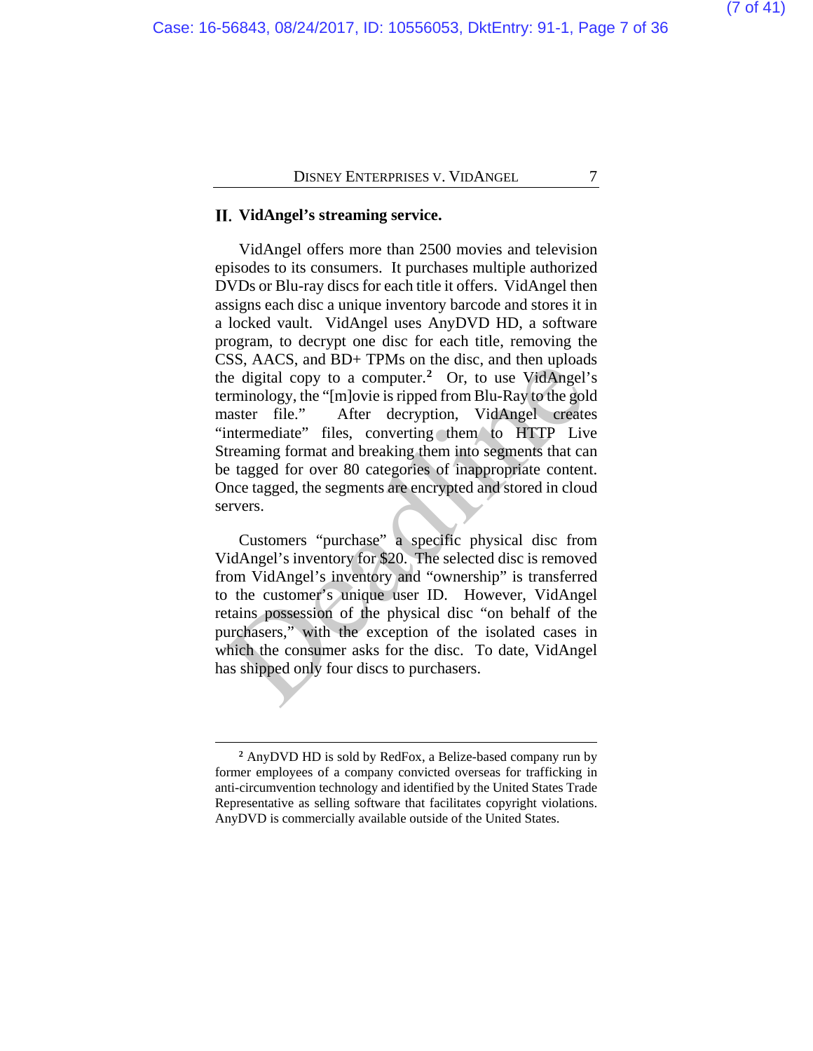## II. VidAngel's streaming service.

VidAngel offers more than 2500 movies and television episodes to its consumers. It purchases multiple authorized DVDs or Blu-ray discs for each title it offers. VidAngel then assigns each disc a unique inventory barcode and stores it in a locked vault. VidAngel uses AnyDVD HD, a software program, to decrypt one disc for each title, removing the CSS, AACS, and BD+ TPMs on the disc, and then uploads the digital copy to a computer.[2] Or, to use VidAngel's terminology, the "[m]ovie is ripped from Blu-Ray to the gold master file." After decryption, VidAngel creates "intermediate" files, converting them to HTTP Live Streaming format and breaking them into segments that can be tagged for over 80 categories of inappropriate content. Once tagged, the segments are encrypted and stored in cloud servers.

Customers "purchase" a specific physical disc from VidAngel's inventory for $20. The selected disc is removed from VidAngel's inventory and "ownership" is transferred to the customer's unique user ID. However, VidAngel retains possession of the physical disc "on behalf of the purchasers," with the exception of the isolated cases in which the consumer asks for the disc. To date, VidAngel has shipped only four discs to purchasers.

---

[2] AnyDVD HD is sold by RedFox, a Belize-based company run by former employees of a company convicted overseas for trafficking in anti-circumvention technology and identified by the United States Trade Representative as selling software that facilitates copyright violations. AnyDVD is commercially available outside of the United States.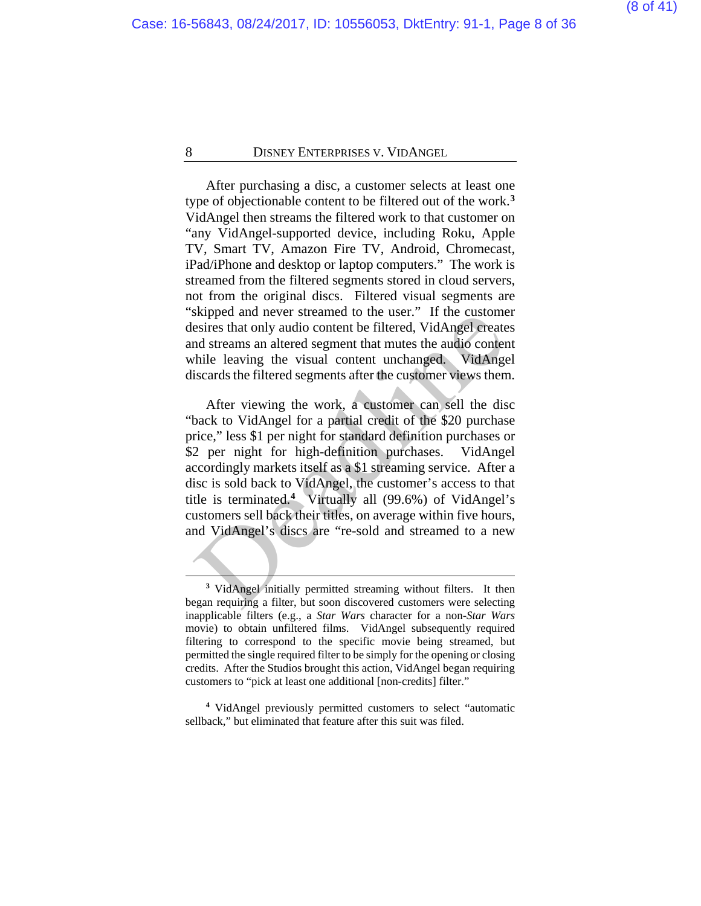After purchasing a disc, a customer selects at least one type of objectionable content to be filtered out of the work.[3] VidAngel then streams the filtered work to that customer on "any VidAngel-supported device, including Roku, Apple TV, Smart TV, Amazon Fire TV, Android, Chromecast, iPad/iPhone and desktop or laptop computers." The work is streamed from the filtered segments stored in cloud servers, not from the original discs. Filtered visual segments are "skipped and never streamed to the user." If the customer desires that only audio content be filtered, VidAngel creates and streams an altered segment that mutes the audio content while leaving the visual content unchanged. VidAngel discards the filtered segments after the customer views them.

After viewing the work, a customer can sell the disc "back to VidAngel for a partial credit of the $20 purchase price," less $1 per night for standard definition purchases or $2 per night for high-definition purchases. VidAngel accordingly markets itself as a $1 streaming service. After a disc is sold back to VidAngel, the customer's access to that title is terminated.[4] Virtually all (99.6%) of VidAngel's customers sell back their titles, on average within five hours, and VidAngel's discs are "re-sold and streamed to a new

---

[3] VidAngel initially permitted streaming without filters. It then began requiring a filter, but soon discovered customers were selecting inapplicable filters (e.g., a *Star Wars* character for a non-*Star Wars* movie) to obtain unfiltered films. VidAngel subsequently required filtering to correspond to the specific movie being streamed, but permitted the single required filter to be simply for the opening or closing credits. After the Studios brought this action, VidAngel began requiring customers to "pick at least one additional [non-credits] filter."

[4] VidAngel previously permitted customers to select "automatic sellback," but eliminated that feature after this suit was filed.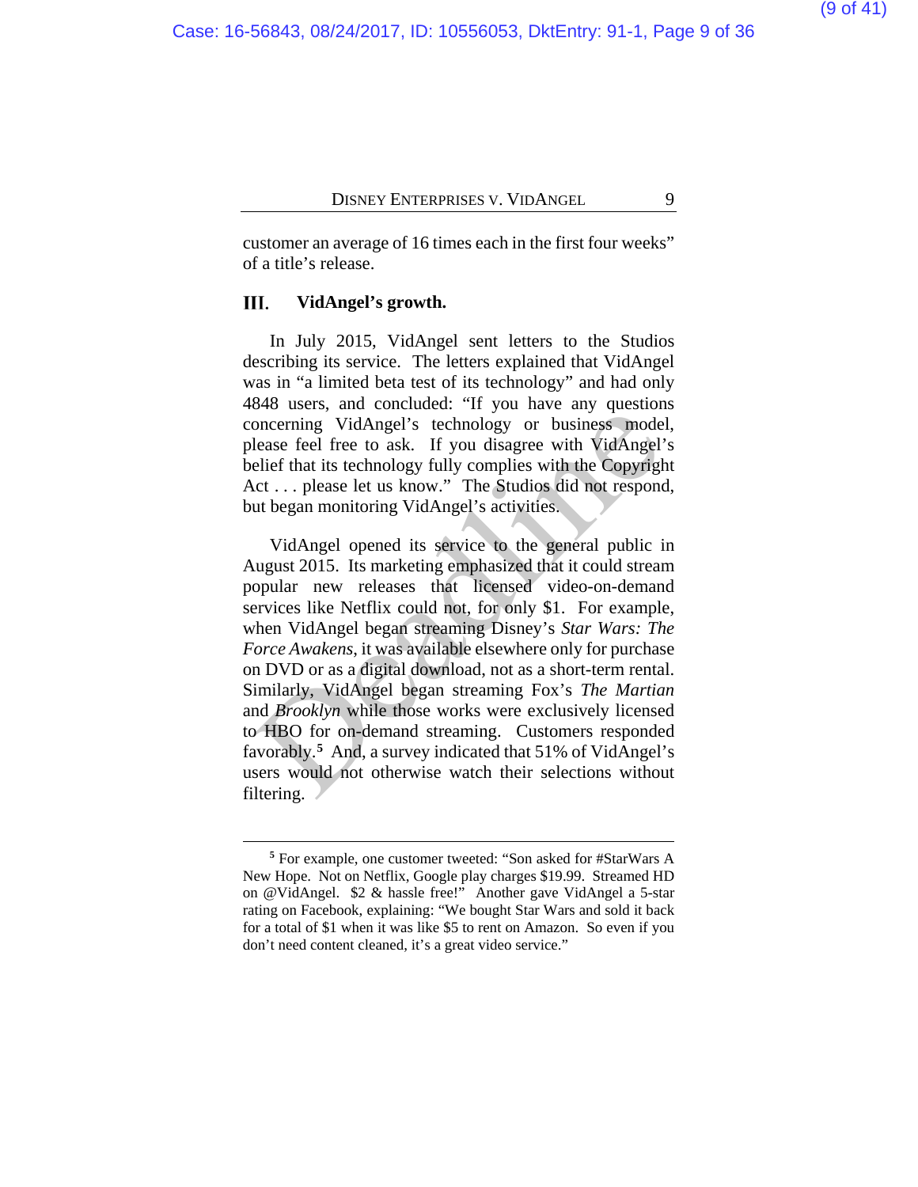customer an average of 16 times each in the first four weeks" of a title's release.

### III. VidAngel's growth.

In July 2015, VidAngel sent letters to the Studios describing its service. The letters explained that VidAngel was in "a limited beta test of its technology" and had only 4848 users, and concluded: "If you have any questions concerning VidAngel's technology or business model, please feel free to ask. If you disagree with VidAngel's belief that its technology fully complies with the Copyright Act . . . please let us know." The Studios did not respond, but began monitoring VidAngel's activities.

VidAngel opened its service to the general public in August 2015. Its marketing emphasized that it could stream popular new releases that licensed video-on-demand services like Netflix could not, for only $1. For example, when VidAngel began streaming Disney's *Star Wars: The Force Awakens*, it was available elsewhere only for purchase on DVD or as a digital download, not as a short-term rental. Similarly, VidAngel began streaming Fox's *The Martian* and *Brooklyn* while those works were exclusively licensed to HBO for on-demand streaming. Customers responded favorably.[5] And, a survey indicated that 51% of VidAngel's users would not otherwise watch their selections without filtering.

---

[5] For example, one customer tweeted: "Son asked for #StarWars A New Hope. Not on Netflix, Google play charges $19.99. Streamed HD on @VidAngel. $2 & hassle free!" Another gave VidAngel a 5-star rating on Facebook, explaining: "We bought Star Wars and sold it back for a total of $1 when it was like $5 to rent on Amazon. So even if you don't need content cleaned, it's a great video service."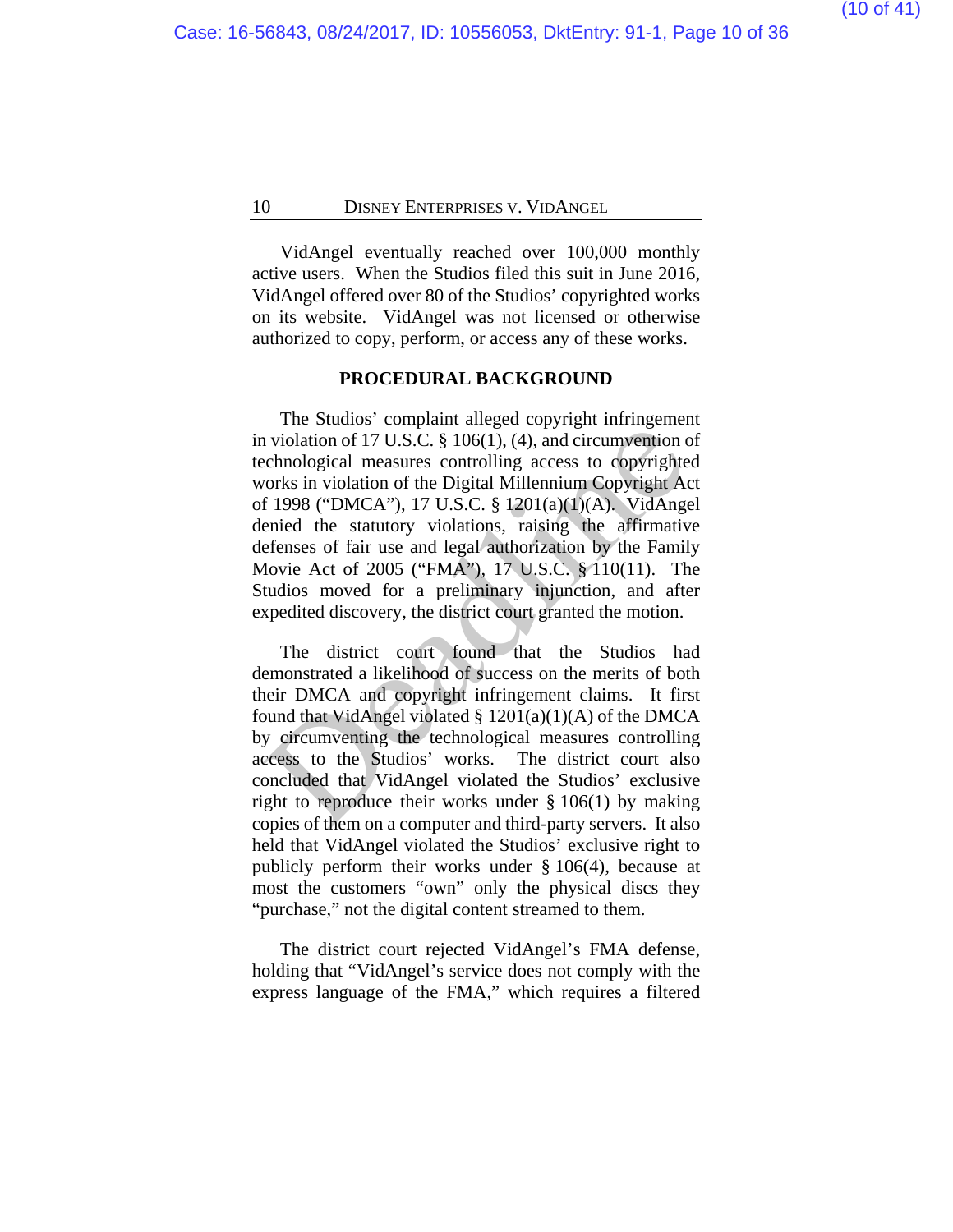VidAngel eventually reached over 100,000 monthly active users. When the Studios filed this suit in June 2016, VidAngel offered over 80 of the Studios' copyrighted works on its website. VidAngel was not licensed or otherwise authorized to copy, perform, or access any of these works.

## PROCEDURAL BACKGROUND

The Studios' complaint alleged copyright infringement in violation of 17 U.S.C. § 106(1), (4), and circumvention of technological measures controlling access to copyrighted works in violation of the Digital Millennium Copyright Act of 1998 ("DMCA"), 17 U.S.C. § 1201(a)(1)(A). VidAngel denied the statutory violations, raising the affirmative defenses of fair use and legal authorization by the Family Movie Act of 2005 ("FMA"), 17 U.S.C. § 110(11). The Studios moved for a preliminary injunction, and after expedited discovery, the district court granted the motion.

The district court found that the Studios had demonstrated a likelihood of success on the merits of both their DMCA and copyright infringement claims. It first found that VidAngel violated § 1201(a)(1)(A) of the DMCA by circumventing the technological measures controlling access to the Studios' works. The district court also concluded that VidAngel violated the Studios' exclusive right to reproduce their works under § 106(1) by making copies of them on a computer and third-party servers. It also held that VidAngel violated the Studios' exclusive right to publicly perform their works under § 106(4), because at most the customers "own" only the physical discs they "purchase," not the digital content streamed to them.

The district court rejected VidAngel's FMA defense, holding that "VidAngel's service does not comply with the express language of the FMA," which requires a filtered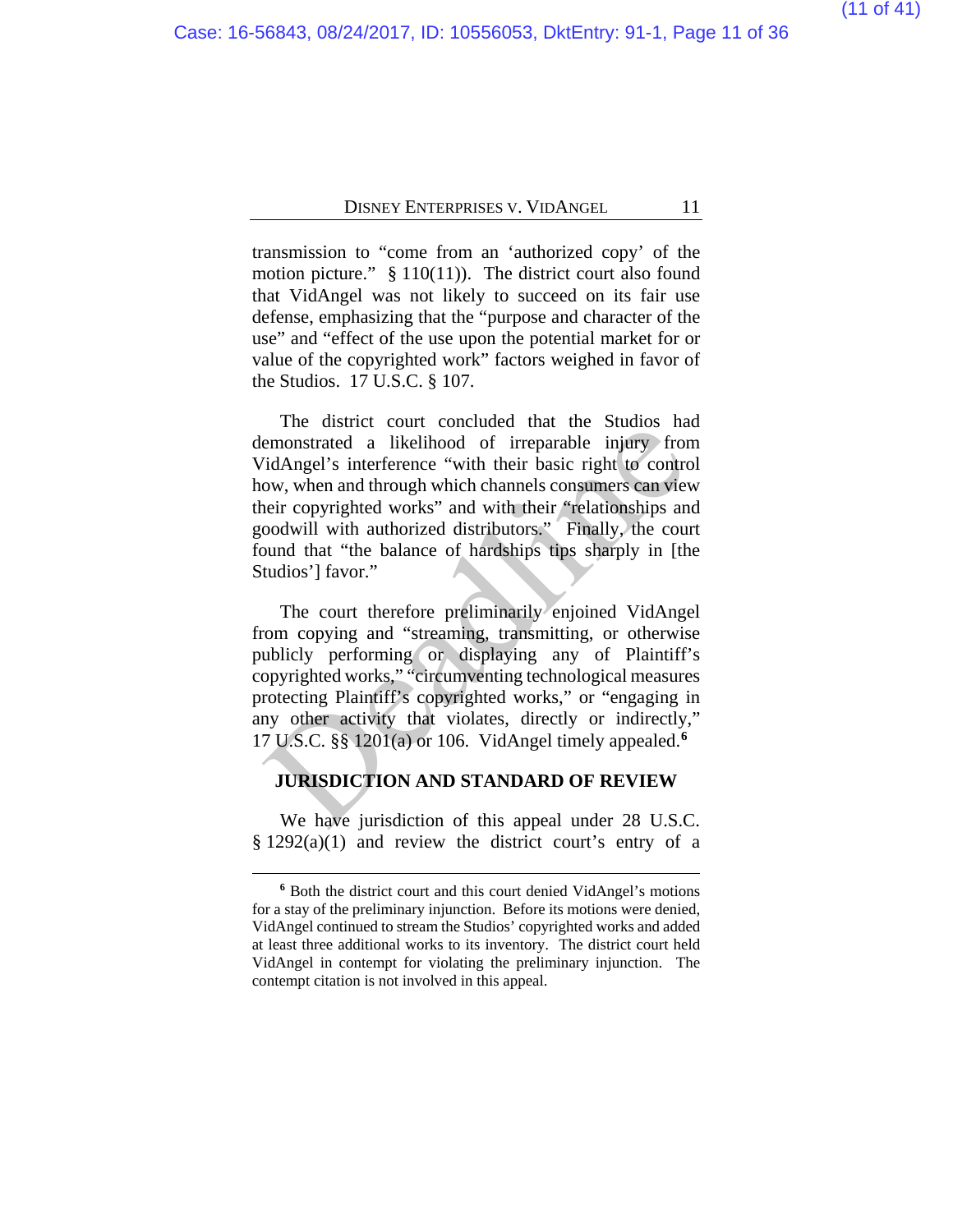transmission to “come from an ‘authorized copy’ of the motion picture.” § 110(11)). The district court also found that VidAngel was not likely to succeed on its fair use defense, emphasizing that the “purpose and character of the use” and “effect of the use upon the potential market for or value of the copyrighted work” factors weighed in favor of the Studios. 17 U.S.C. § 107.

The district court concluded that the Studios had demonstrated a likelihood of irreparable injury from VidAngel’s interference “with their basic right to control how, when and through which channels consumers can view their copyrighted works” and with their “relationships and goodwill with authorized distributors.” Finally, the court found that “the balance of hardships tips sharply in [the Studios’] favor.”

The court therefore preliminarily enjoined VidAngel from copying and “streaming, transmitting, or otherwise publicly performing or displaying any of Plaintiff’s copyrighted works,” “circumventing technological measures protecting Plaintiff’s copyrighted works,” or “engaging in any other activity that violates, directly or indirectly,” 17 U.S.C. §§ 1201(a) or 106. VidAngel timely appealed.[6]

## JURISDICTION AND STANDARD OF REVIEW

We have jurisdiction of this appeal under 28 U.S.C. § 1292(a)(1) and review the district court’s entry of a

---

[6] Both the district court and this court denied VidAngel’s motions for a stay of the preliminary injunction. Before its motions were denied, VidAngel continued to stream the Studios’ copyrighted works and added at least three additional works to its inventory. The district court held VidAngel in contempt for violating the preliminary injunction. The contempt citation is not involved in this appeal.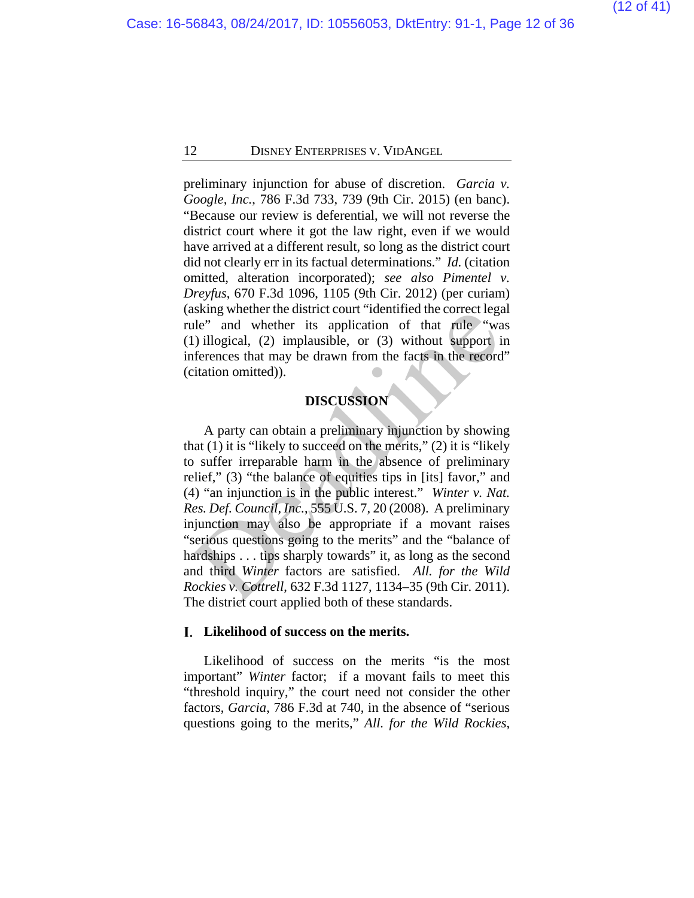preliminary injunction for abuse of discretion. *Garcia v. Google, Inc.*, 786 F.3d 733, 739 (9th Cir. 2015) (en banc). "Because our review is deferential, we will not reverse the district court where it got the law right, even if we would have arrived at a different result, so long as the district court did not clearly err in its factual determinations." *Id.* (citation omitted, alteration incorporated); *see also Pimentel v. Dreyfus*, 670 F.3d 1096, 1105 (9th Cir. 2012) (per curiam) (asking whether the district court "identified the correct legal rule" and whether its application of that rule "was (1) illogical, (2) implausible, or (3) without support in inferences that may be drawn from the facts in the record" (citation omitted)).

## DISCUSSION

A party can obtain a preliminary injunction by showing that (1) it is "likely to succeed on the merits," (2) it is "likely to suffer irreparable harm in the absence of preliminary relief," (3) "the balance of equities tips in [its] favor," and (4) "an injunction is in the public interest." *Winter v. Nat. Res. Def. Council, Inc.*, 555 U.S. 7, 20 (2008). A preliminary injunction may also be appropriate if a movant raises "serious questions going to the merits" and the "balance of hardships . . . tips sharply towards" it, as long as the second and third *Winter* factors are satisfied. *All. for the Wild Rockies v. Cottrell*, 632 F.3d 1127, 1134–35 (9th Cir. 2011). The district court applied both of these standards.

### I. Likelihood of success on the merits.

Likelihood of success on the merits "is the most important" *Winter* factor; if a movant fails to meet this "threshold inquiry," the court need not consider the other factors, *Garcia*, 786 F.3d at 740, in the absence of "serious questions going to the merits," *All. for the Wild Rockies*,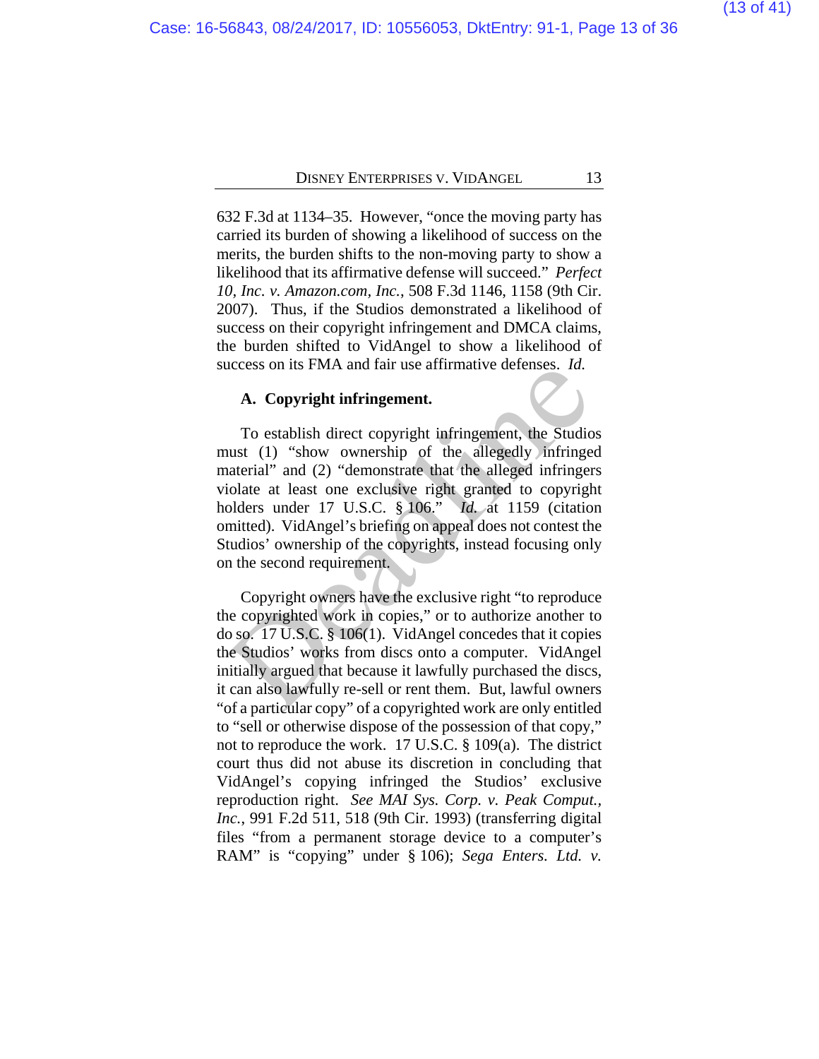632 F.3d at 1134–35. However, "once the moving party has carried its burden of showing a likelihood of success on the merits, the burden shifts to the non-moving party to show a likelihood that its affirmative defense will succeed." *Perfect 10, Inc. v. Amazon.com, Inc.*, 508 F.3d 1146, 1158 (9th Cir. 2007). Thus, if the Studios demonstrated a likelihood of success on their copyright infringement and DMCA claims, the burden shifted to VidAngel to show a likelihood of success on its FMA and fair use affirmative defenses. *Id.*

### A. Copyright infringement.

To establish direct copyright infringement, the Studios must (1) "show ownership of the allegedly infringed material" and (2) "demonstrate that the alleged infringers violate at least one exclusive right granted to copyright holders under 17 U.S.C. § 106." *Id.* at 1159 (citation omitted). VidAngel's briefing on appeal does not contest the Studios' ownership of the copyrights, instead focusing only on the second requirement.

Copyright owners have the exclusive right "to reproduce the copyrighted work in copies," or to authorize another to do so. 17 U.S.C. § 106(1). VidAngel concedes that it copies the Studios' works from discs onto a computer. VidAngel initially argued that because it lawfully purchased the discs, it can also lawfully re-sell or rent them. But, lawful owners "of a particular copy" of a copyrighted work are only entitled to "sell or otherwise dispose of the possession of that copy," not to reproduce the work. 17 U.S.C. § 109(a). The district court thus did not abuse its discretion in concluding that VidAngel's copying infringed the Studios' exclusive reproduction right. *See MAI Sys. Corp. v. Peak Comput., Inc.*, 991 F.2d 511, 518 (9th Cir. 1993) (transferring digital files "from a permanent storage device to a computer's RAM" is "copying" under § 106); *Sega Enters. Ltd. v.*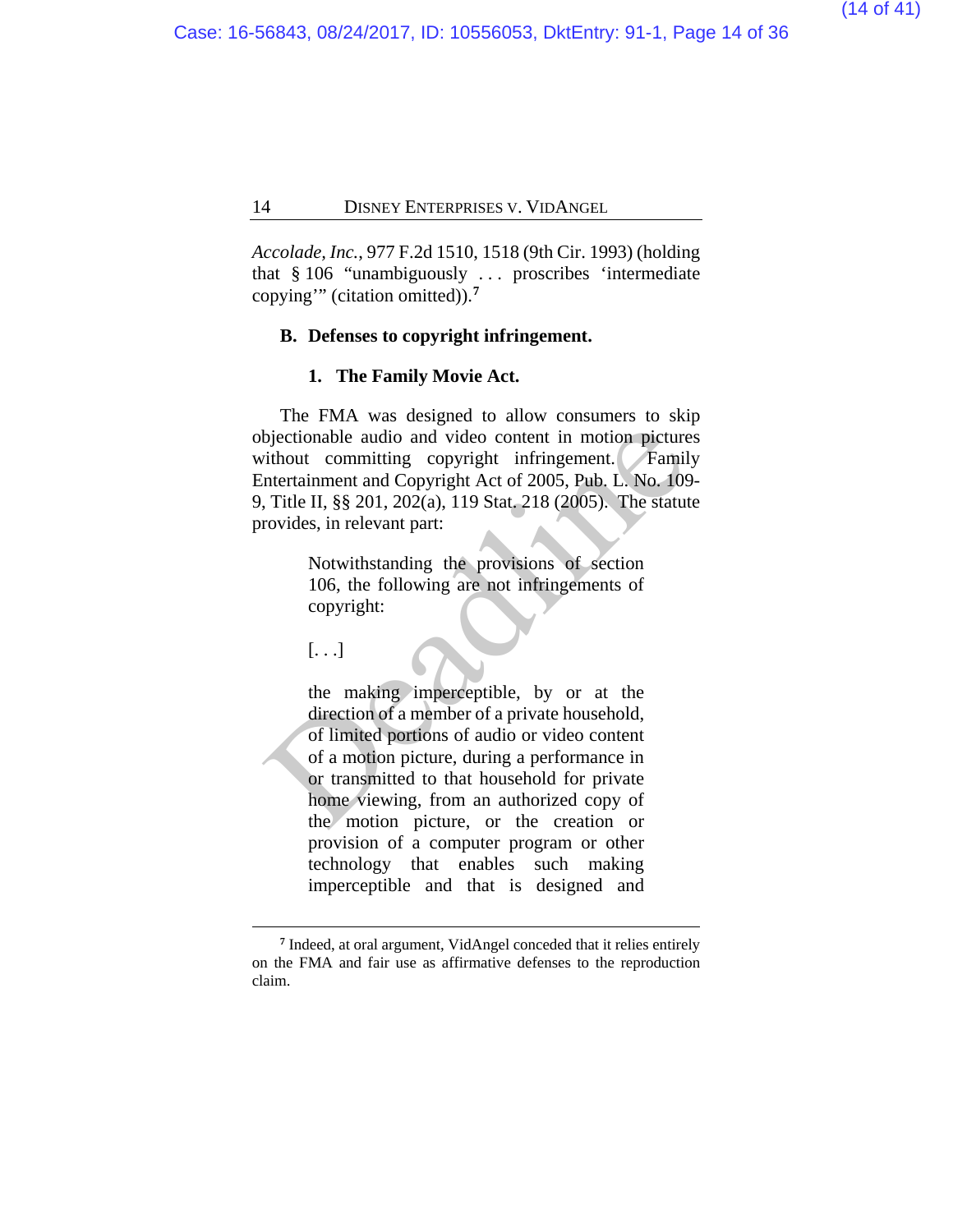*Accolade, Inc.*, 977 F.2d 1510, 1518 (9th Cir. 1993) (holding that § 106 "unambiguously . . . proscribes 'intermediate copying'" (citation omitted)).[7]

### B. Defenses to copyright infringement.

#### 1. The Family Movie Act.

The FMA was designed to allow consumers to skip objectionable audio and video content in motion pictures without committing copyright infringement. Family Entertainment and Copyright Act of 2005, Pub. L. No. 109-9, Title II, §§ 201, 202(a), 119 Stat. 218 (2005). The statute provides, in relevant part:

> Notwithstanding the provisions of section 106, the following are not infringements of copyright:
>
> [. . .]
>
> the making imperceptible, by or at the direction of a member of a private household, of limited portions of audio or video content of a motion picture, during a performance in or transmitted to that household for private home viewing, from an authorized copy of the motion picture, or the creation or provision of a computer program or other technology that enables such making imperceptible and that is designed and

---

[7] Indeed, at oral argument, VidAngel conceded that it relies entirely on the FMA and fair use as affirmative defenses to the reproduction claim.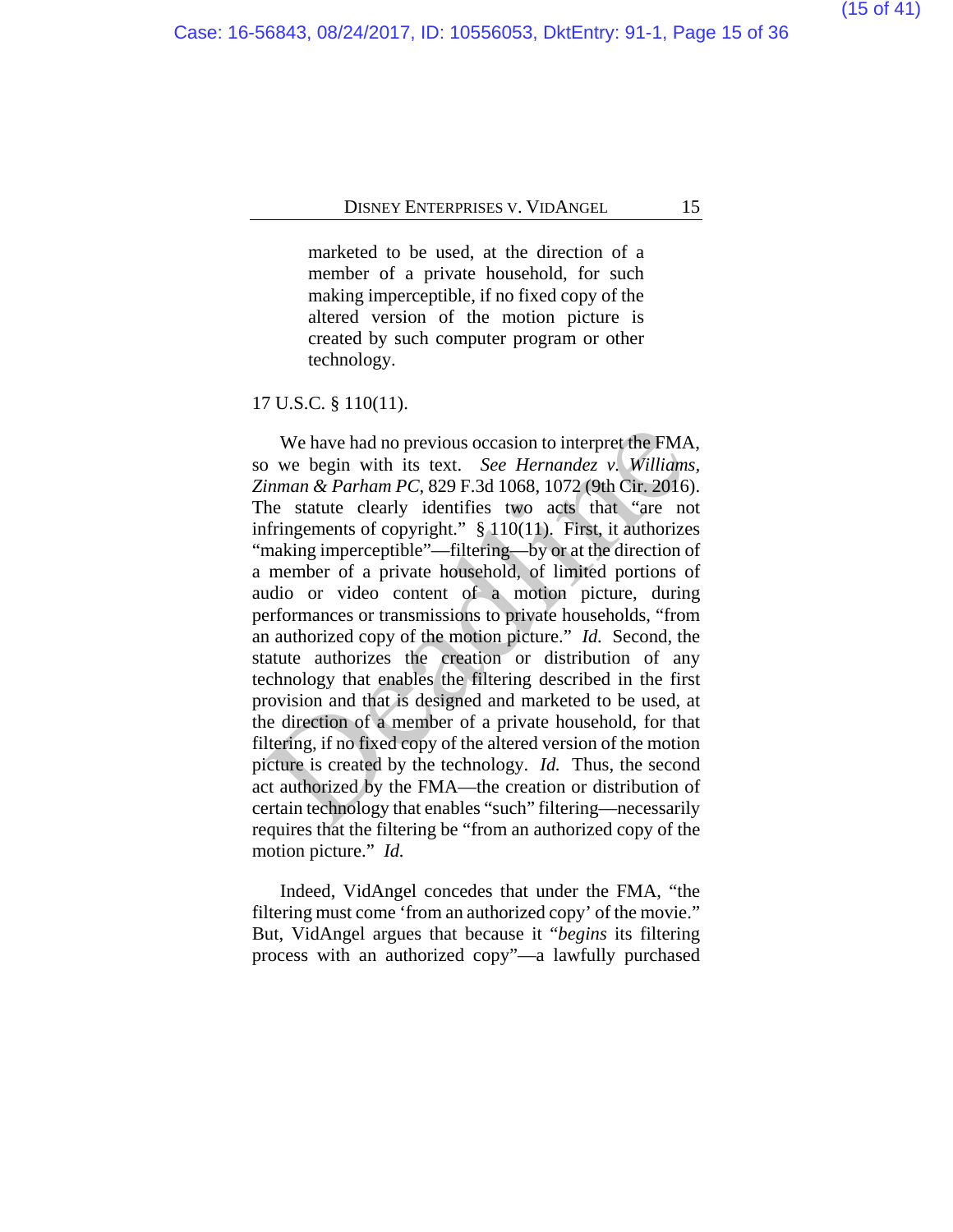> marketed to be used, at the direction of a member of a private household, for such making imperceptible, if no fixed copy of the altered version of the motion picture is created by such computer program or other technology.

17 U.S.C. § 110(11).

We have had no previous occasion to interpret the FMA, so we begin with its text. *See Hernandez v. Williams, Zinman & Parham PC*, 829 F.3d 1068, 1072 (9th Cir. 2016). The statute clearly identifies two acts that "are not infringements of copyright." § 110(11). First, it authorizes "making imperceptible"—filtering—by or at the direction of a member of a private household, of limited portions of audio or video content of a motion picture, during performances or transmissions to private households, "from an authorized copy of the motion picture." *Id.* Second, the statute authorizes the creation or distribution of any technology that enables the filtering described in the first provision and that is designed and marketed to be used, at the direction of a member of a private household, for that filtering, if no fixed copy of the altered version of the motion picture is created by the technology. *Id.* Thus, the second act authorized by the FMA—the creation or distribution of certain technology that enables "such" filtering—necessarily requires that the filtering be "from an authorized copy of the motion picture." *Id.*

Indeed, VidAngel concedes that under the FMA, "the filtering must come 'from an authorized copy' of the movie." But, VidAngel argues that because it "*begins* its filtering process with an authorized copy"—a lawfully purchased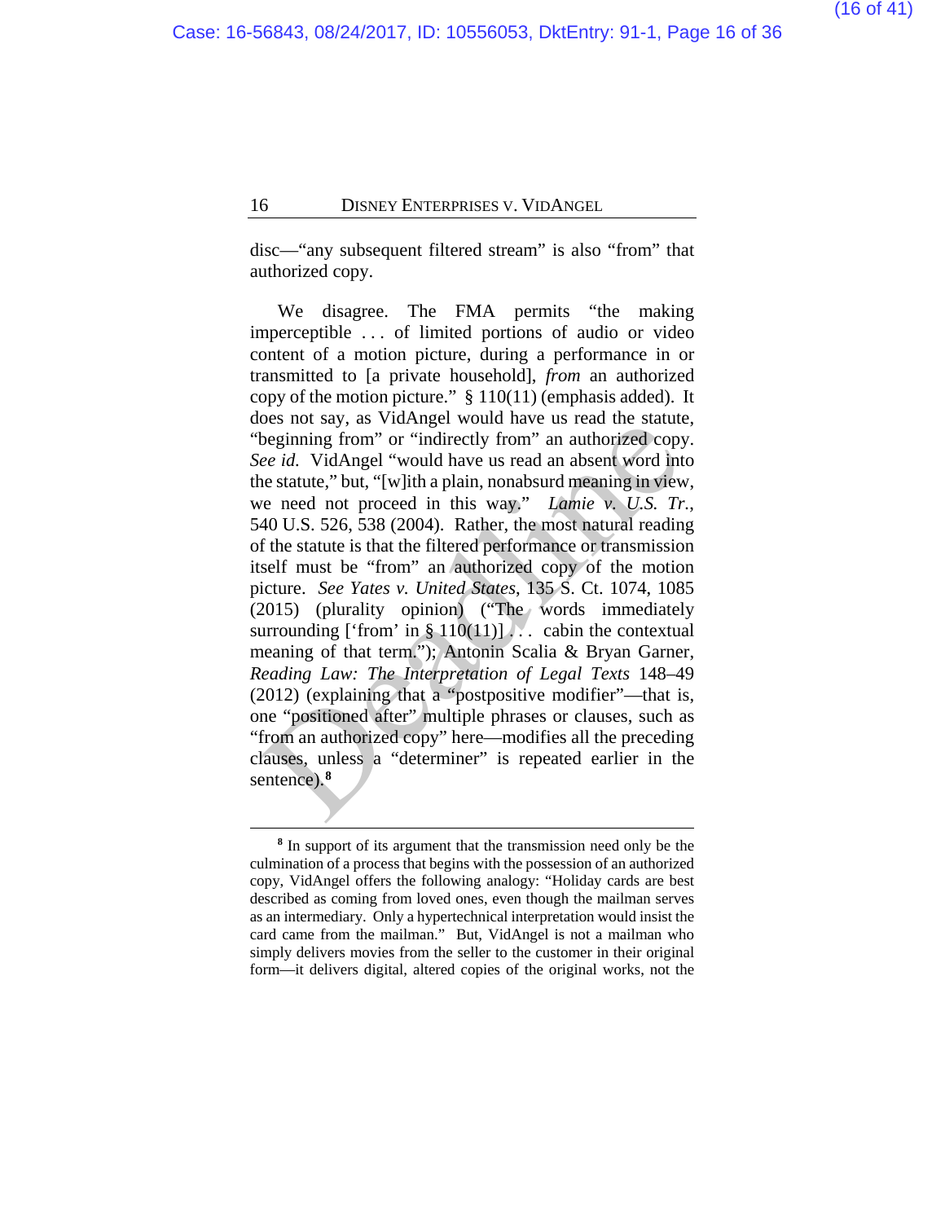disc—"any subsequent filtered stream" is also "from" that authorized copy.

We disagree. The FMA permits "the making imperceptible . . . of limited portions of audio or video content of a motion picture, during a performance in or transmitted to [a private household], *from* an authorized copy of the motion picture." § 110(11) (emphasis added). It does not say, as VidAngel would have us read the statute, "beginning from" or "indirectly from" an authorized copy. *See id.* VidAngel "would have us read an absent word into the statute," but, "[w]ith a plain, nonabsurd meaning in view, we need not proceed in this way." *Lamie v. U.S. Tr.*, 540 U.S. 526, 538 (2004). Rather, the most natural reading of the statute is that the filtered performance or transmission itself must be "from" an authorized copy of the motion picture. *See Yates v. United States*, 135 S. Ct. 1074, 1085 (2015) (plurality opinion) ("The words immediately surrounding ['from' in § 110(11)] . . . cabin the contextual meaning of that term."); Antonin Scalia & Bryan Garner, *Reading Law: The Interpretation of Legal Texts* 148–49 (2012) (explaining that a "postpositive modifier"—that is, one "positioned after" multiple phrases or clauses, such as "from an authorized copy" here—modifies all the preceding clauses, unless a "determiner" is repeated earlier in the sentence).[8]

---

[8] In support of its argument that the transmission need only be the culmination of a process that begins with the possession of an authorized copy, VidAngel offers the following analogy: "Holiday cards are best described as coming from loved ones, even though the mailman serves as an intermediary. Only a hypertechnical interpretation would insist the card came from the mailman." But, VidAngel is not a mailman who simply delivers movies from the seller to the customer in their original form—it delivers digital, altered copies of the original works, not the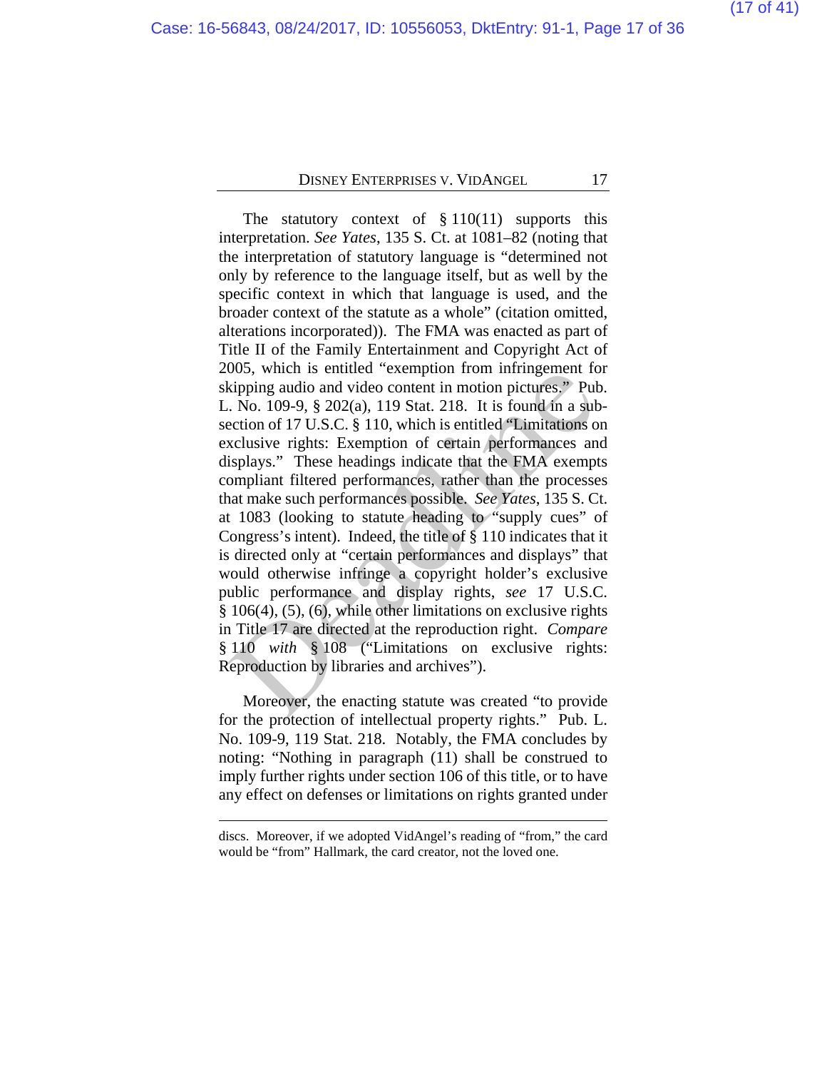The statutory context of § 110(11) supports this interpretation. *See Yates*, 135 S. Ct. at 1081–82 (noting that the interpretation of statutory language is "determined not only by reference to the language itself, but as well by the specific context in which that language is used, and the broader context of the statute as a whole" (citation omitted, alterations incorporated)). The FMA was enacted as part of Title II of the Family Entertainment and Copyright Act of 2005, which is entitled "exemption from infringement for skipping audio and video content in motion pictures." Pub. L. No. 109-9, § 202(a), 119 Stat. 218. It is found in a sub-section of 17 U.S.C. § 110, which is entitled "Limitations on exclusive rights: Exemption of certain performances and displays." These headings indicate that the FMA exempts compliant filtered performances, rather than the processes that make such performances possible. *See Yates*, 135 S. Ct. at 1083 (looking to statute heading to "supply cues" of Congress's intent). Indeed, the title of § 110 indicates that it is directed only at "certain performances and displays" that would otherwise infringe a copyright holder's exclusive public performance and display rights, *see* 17 U.S.C. § 106(4), (5), (6), while other limitations on exclusive rights in Title 17 are directed at the reproduction right. *Compare* § 110 *with* § 108 ("Limitations on exclusive rights: Reproduction by libraries and archives").

Moreover, the enacting statute was created "to provide for the protection of intellectual property rights." Pub. L. No. 109-9, 119 Stat. 218. Notably, the FMA concludes by noting: "Nothing in paragraph (11) shall be construed to imply further rights under section 106 of this title, or to have any effect on defenses or limitations on rights granted under

---

discs. Moreover, if we adopted VidAngel's reading of "from," the card would be "from" Hallmark, the card creator, not the loved one.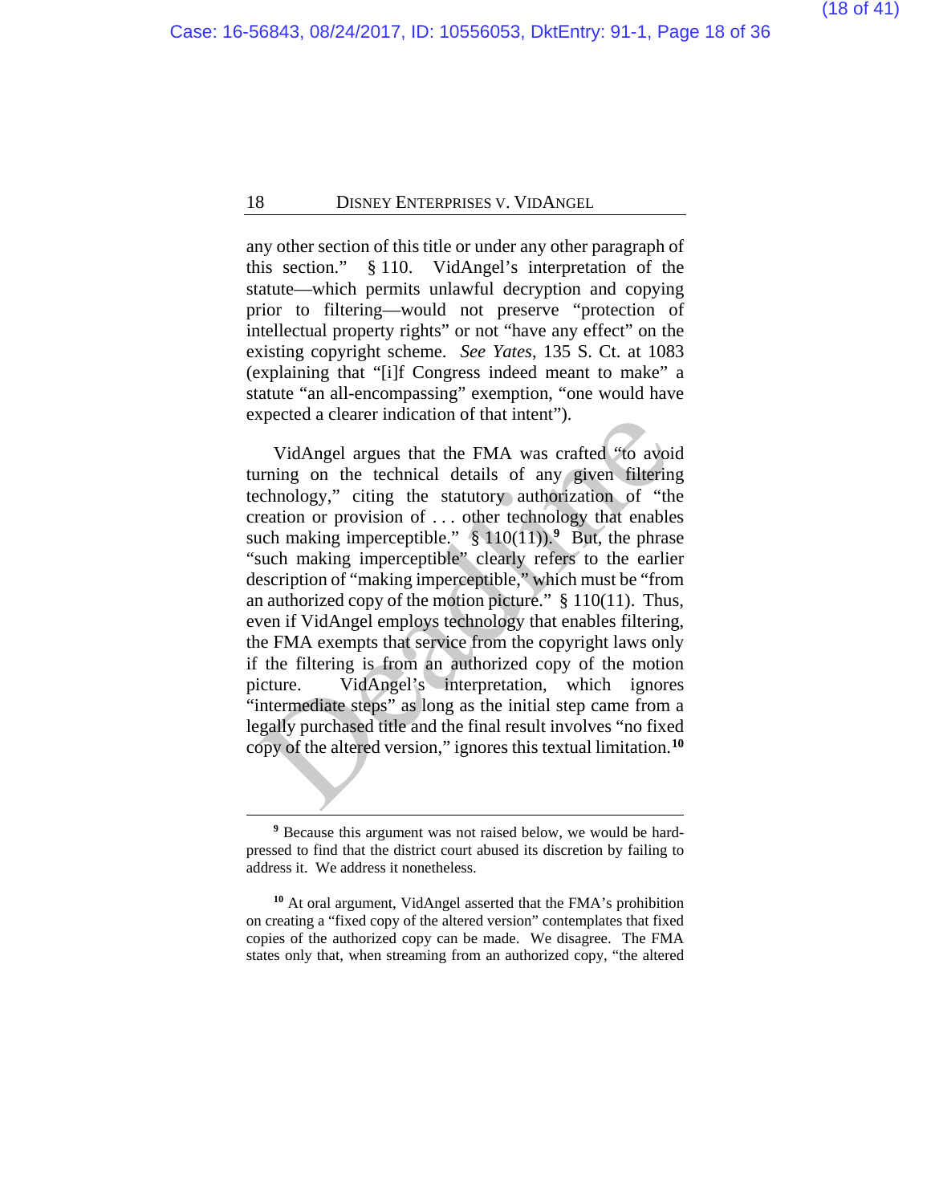any other section of this title or under any other paragraph of this section." § 110. VidAngel's interpretation of the statute—which permits unlawful decryption and copying prior to filtering—would not preserve "protection of intellectual property rights" or not "have any effect" on the existing copyright scheme. *See Yates*, 135 S. Ct. at 1083 (explaining that "[i]f Congress indeed meant to make" a statute "an all-encompassing" exemption, "one would have expected a clearer indication of that intent").

VidAngel argues that the FMA was crafted "to avoid turning on the technical details of any given filtering technology," citing the statutory authorization of "the creation or provision of . . . other technology that enables such making imperceptible." § 110(11)).[9] But, the phrase "such making imperceptible" clearly refers to the earlier description of "making imperceptible," which must be "from an authorized copy of the motion picture." § 110(11). Thus, even if VidAngel employs technology that enables filtering, the FMA exempts that service from the copyright laws only if the filtering is from an authorized copy of the motion picture. VidAngel's interpretation, which ignores "intermediate steps" as long as the initial step came from a legally purchased title and the final result involves "no fixed copy of the altered version," ignores this textual limitation.[10]

---

[9] Because this argument was not raised below, we would be hard-pressed to find that the district court abused its discretion by failing to address it. We address it nonetheless.

[10] At oral argument, VidAngel asserted that the FMA's prohibition on creating a "fixed copy of the altered version" contemplates that fixed copies of the authorized copy can be made. We disagree. The FMA states only that, when streaming from an authorized copy, "the altered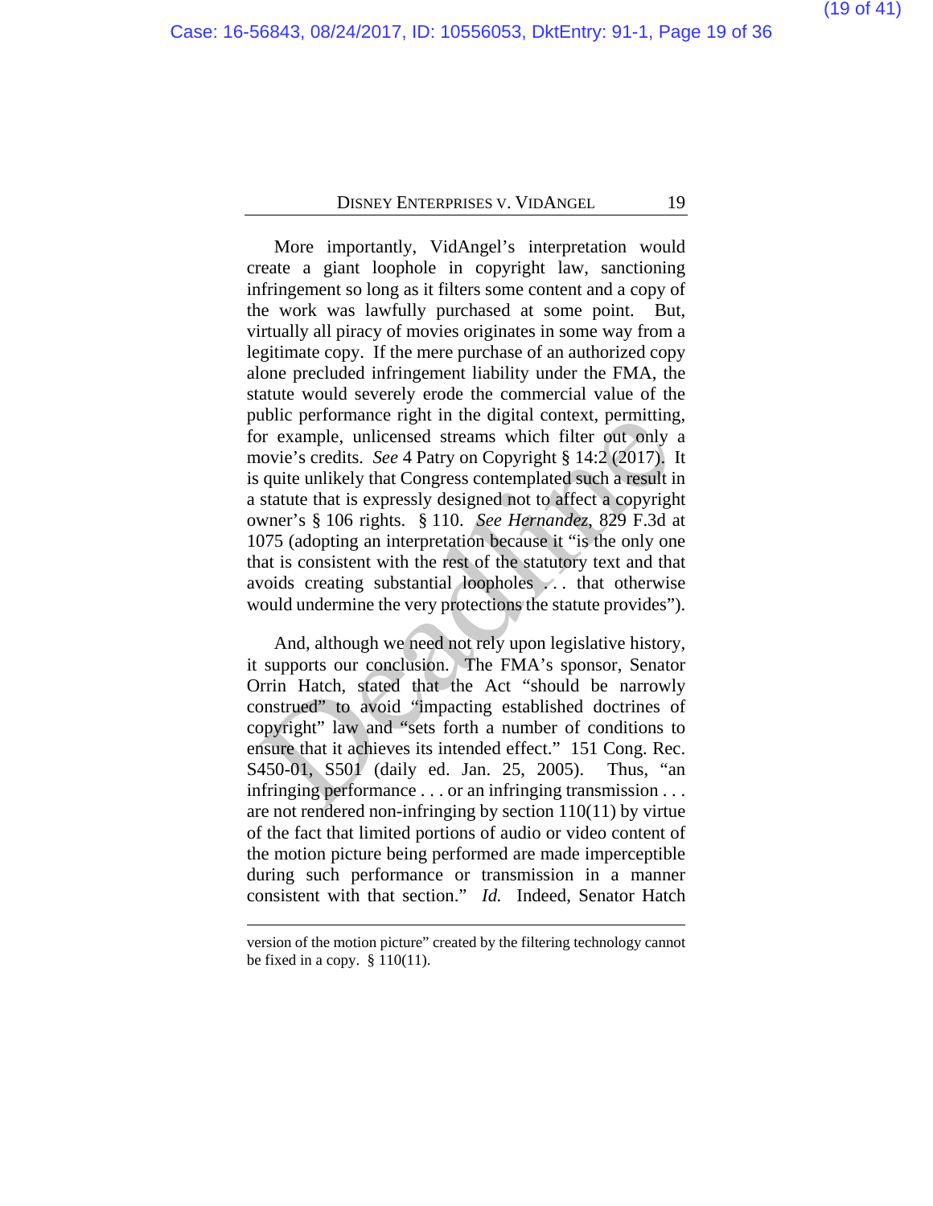More importantly, VidAngel's interpretation would create a giant loophole in copyright law, sanctioning infringement so long as it filters some content and a copy of the work was lawfully purchased at some point. But, virtually all piracy of movies originates in some way from a legitimate copy. If the mere purchase of an authorized copy alone precluded infringement liability under the FMA, the statute would severely erode the commercial value of the public performance right in the digital context, permitting, for example, unlicensed streams which filter out only a movie's credits. *See* 4 Patry on Copyright § 14:2 (2017). It is quite unlikely that Congress contemplated such a result in a statute that is expressly designed not to affect a copyright owner's § 106 rights. § 110. *See Hernandez*, 829 F.3d at 1075 (adopting an interpretation because it "is the only one that is consistent with the rest of the statutory text and that avoids creating substantial loopholes . . . that otherwise would undermine the very protections the statute provides").

And, although we need not rely upon legislative history, it supports our conclusion. The FMA's sponsor, Senator Orrin Hatch, stated that the Act "should be narrowly construed" to avoid "impacting established doctrines of copyright" law and "sets forth a number of conditions to ensure that it achieves its intended effect." 151 Cong. Rec. S450-01, S501 (daily ed. Jan. 25, 2005). Thus, "an infringing performance . . . or an infringing transmission . . . are not rendered non-infringing by section 110(11) by virtue of the fact that limited portions of audio or video content of the motion picture being performed are made imperceptible during such performance or transmission in a manner consistent with that section." *Id.* Indeed, Senator Hatch

---

version of the motion picture" created by the filtering technology cannot be fixed in a copy. § 110(11).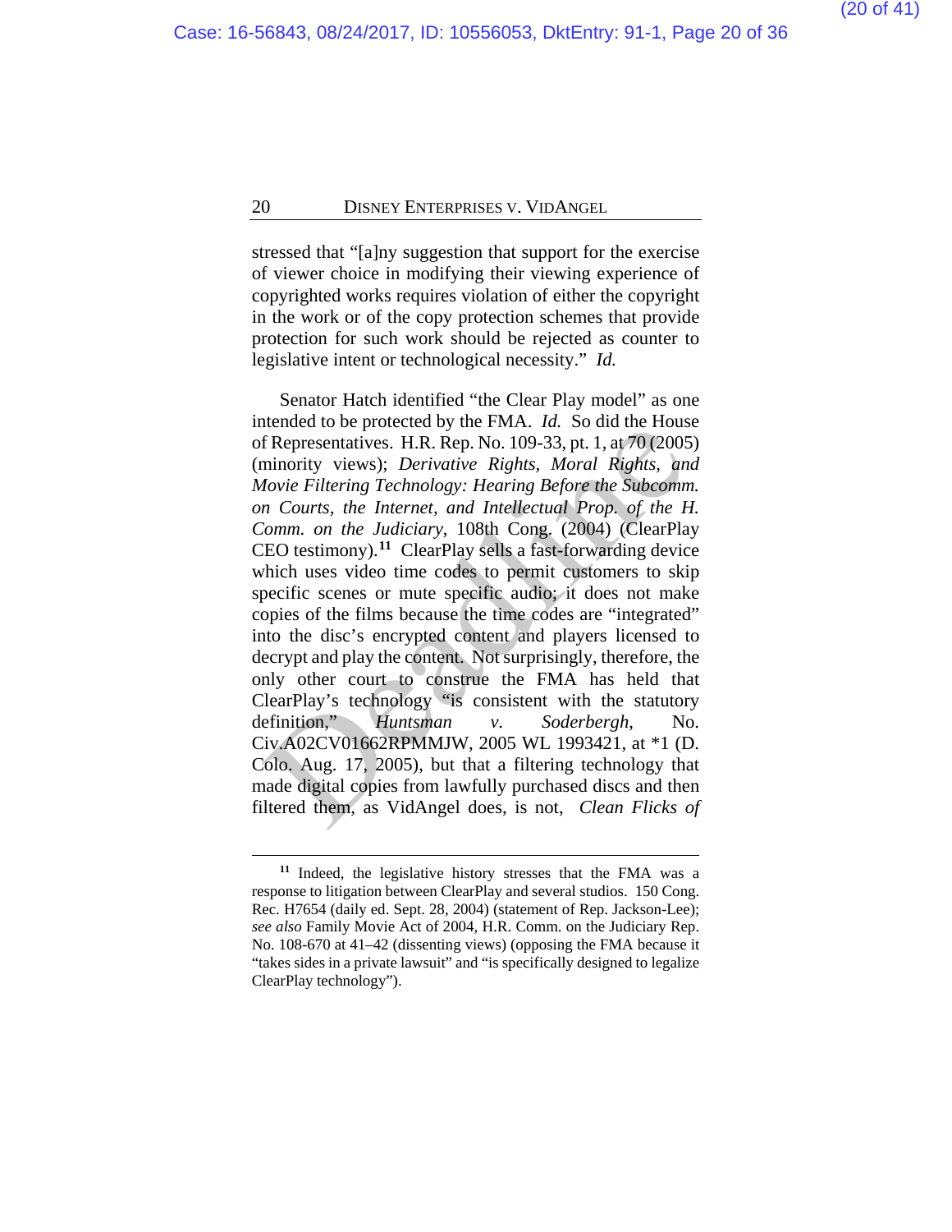stressed that "[a]ny suggestion that support for the exercise of viewer choice in modifying their viewing experience of copyrighted works requires violation of either the copyright in the work or of the copy protection schemes that provide protection for such work should be rejected as counter to legislative intent or technological necessity." *Id.*

Senator Hatch identified "the Clear Play model" as one intended to be protected by the FMA. *Id.* So did the House of Representatives. H.R. Rep. No. 109-33, pt. 1, at 70 (2005) (minority views); *Derivative Rights, Moral Rights, and Movie Filtering Technology: Hearing Before the Subcomm. on Courts, the Internet, and Intellectual Prop. of the H. Comm. on the Judiciary*, 108th Cong. (2004) (ClearPlay CEO testimony).[11] ClearPlay sells a fast-forwarding device which uses video time codes to permit customers to skip specific scenes or mute specific audio; it does not make copies of the films because the time codes are "integrated" into the disc's encrypted content and players licensed to decrypt and play the content. Not surprisingly, therefore, the only other court to construe the FMA has held that ClearPlay's technology "is consistent with the statutory definition," *Huntsman v. Soderbergh*, No. Civ.A02CV01662RPMMJW, 2005 WL 1993421, at *1 (D. Colo. Aug. 17, 2005), but that a filtering technology that made digital copies from lawfully purchased discs and then filtered them, as VidAngel does, is not, *Clean Flicks of*

[11] Indeed, the legislative history stresses that the FMA was a response to litigation between ClearPlay and several studios. 150 Cong. Rec. H7654 (daily ed. Sept. 28, 2004) (statement of Rep. Jackson-Lee); *see also* Family Movie Act of 2004, H.R. Comm. on the Judiciary Rep. No. 108-670 at 41–42 (dissenting views) (opposing the FMA because it "takes sides in a private lawsuit" and "is specifically designed to legalize ClearPlay technology").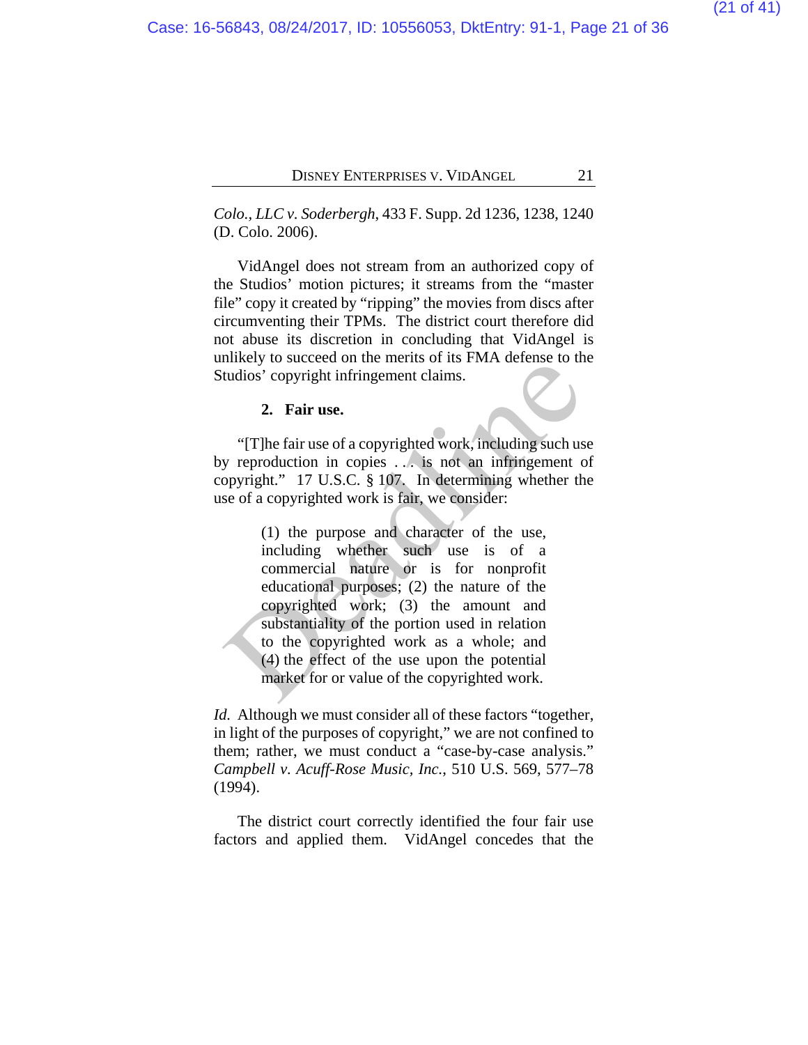*Colo., LLC v. Soderbergh*, 433 F. Supp. 2d 1236, 1238, 1240 (D. Colo. 2006).

VidAngel does not stream from an authorized copy of the Studios' motion pictures; it streams from the "master file" copy it created by "ripping" the movies from discs after circumventing their TPMs. The district court therefore did not abuse its discretion in concluding that VidAngel is unlikely to succeed on the merits of its FMA defense to the Studios' copyright infringement claims.

### 2. Fair use.

"[T]he fair use of a copyrighted work, including such use by reproduction in copies . . . is not an infringement of copyright." 17 U.S.C. § 107. In determining whether the use of a copyrighted work is fair, we consider:

> (1) the purpose and character of the use, including whether such use is of a commercial nature or is for nonprofit educational purposes; (2) the nature of the copyrighted work; (3) the amount and substantiality of the portion used in relation to the copyrighted work as a whole; and (4) the effect of the use upon the potential market for or value of the copyrighted work.

*Id.* Although we must consider all of these factors "together, in light of the purposes of copyright," we are not confined to them; rather, we must conduct a "case-by-case analysis." *Campbell v. Acuff-Rose Music, Inc.*, 510 U.S. 569, 577–78 (1994).

The district court correctly identified the four fair use factors and applied them. VidAngel concedes that the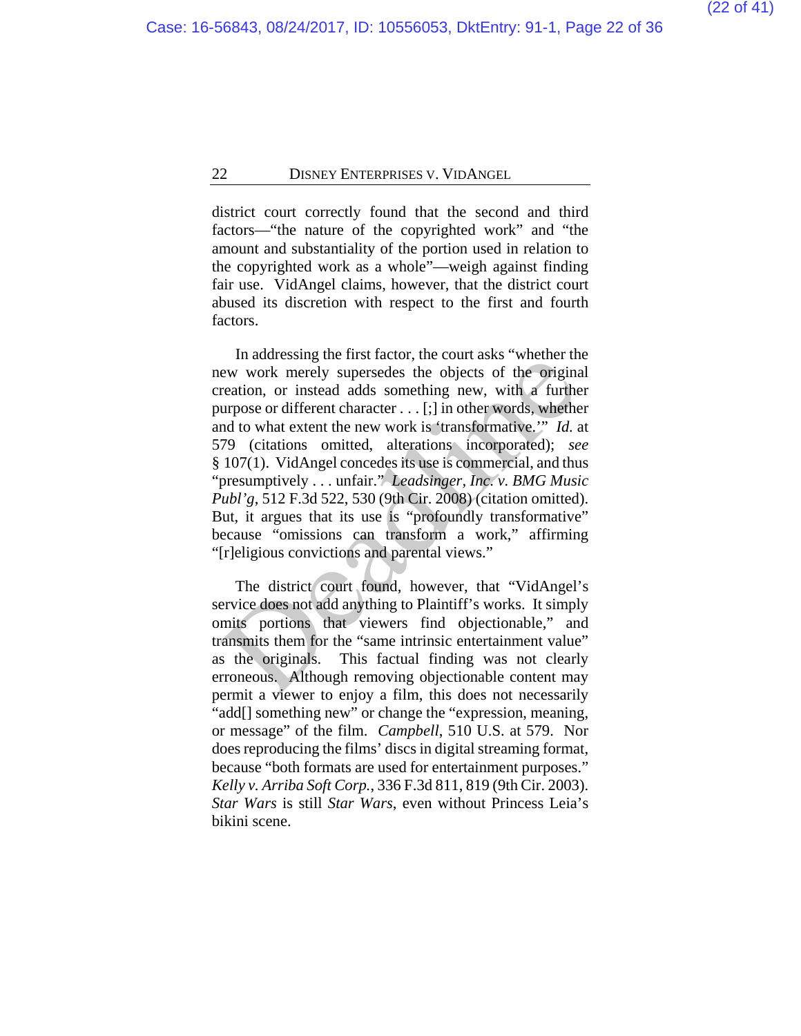district court correctly found that the second and third factors—"the nature of the copyrighted work" and "the amount and substantiality of the portion used in relation to the copyrighted work as a whole"—weigh against finding fair use. VidAngel claims, however, that the district court abused its discretion with respect to the first and fourth factors.

In addressing the first factor, the court asks "whether the new work merely supersedes the objects of the original creation, or instead adds something new, with a further purpose or different character . . . [;] in other words, whether and to what extent the new work is 'transformative.'" *Id.* at 579 (citations omitted, alterations incorporated); *see* § 107(1). VidAngel concedes its use is commercial, and thus "presumptively . . . unfair." *Leadsinger, Inc. v. BMG Music Publ'g*, 512 F.3d 522, 530 (9th Cir. 2008) (citation omitted). But, it argues that its use is "profoundly transformative" because "omissions can transform a work," affirming "[r]eligious convictions and parental views."

The district court found, however, that "VidAngel's service does not add anything to Plaintiff's works. It simply omits portions that viewers find objectionable," and transmits them for the "same intrinsic entertainment value" as the originals. This factual finding was not clearly erroneous. Although removing objectionable content may permit a viewer to enjoy a film, this does not necessarily "add[] something new" or change the "expression, meaning, or message" of the film. *Campbell*, 510 U.S. at 579. Nor does reproducing the films' discs in digital streaming format, because "both formats are used for entertainment purposes." *Kelly v. Arriba Soft Corp.*, 336 F.3d 811, 819 (9th Cir. 2003). *Star Wars* is still *Star Wars*, even without Princess Leia's bikini scene.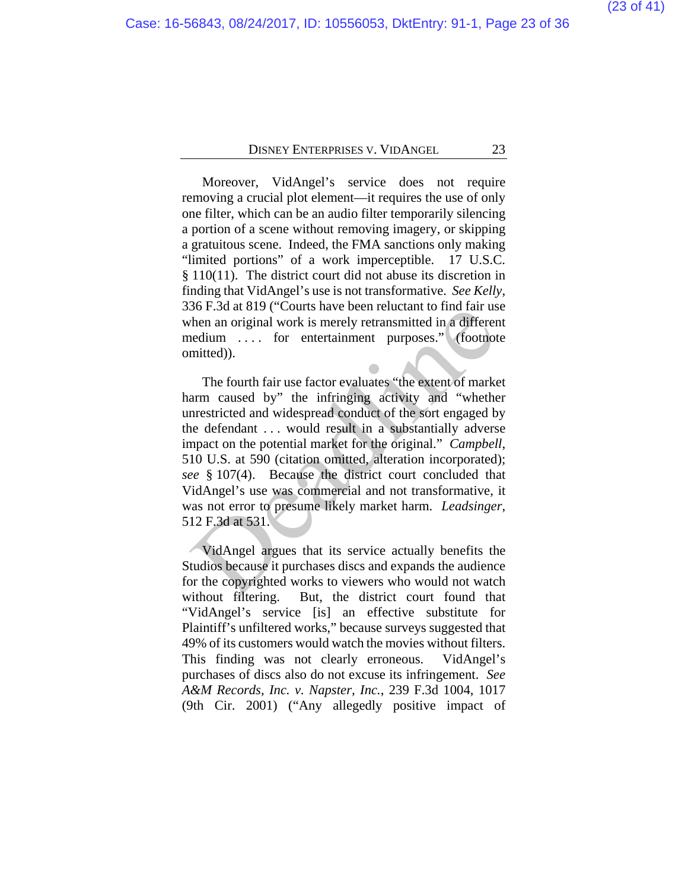Moreover, VidAngel's service does not require removing a crucial plot element—it requires the use of only one filter, which can be an audio filter temporarily silencing a portion of a scene without removing imagery, or skipping a gratuitous scene. Indeed, the FMA sanctions only making "limited portions" of a work imperceptible. 17 U.S.C. § 110(11). The district court did not abuse its discretion in finding that VidAngel's use is not transformative. *See Kelly*, 336 F.3d at 819 ("Courts have been reluctant to find fair use when an original work is merely retransmitted in a different medium . . . . for entertainment purposes." (footnote omitted)).

The fourth fair use factor evaluates "the extent of market harm caused by" the infringing activity and "whether unrestricted and widespread conduct of the sort engaged by the defendant . . . would result in a substantially adverse impact on the potential market for the original." *Campbell*, 510 U.S. at 590 (citation omitted, alteration incorporated); *see* § 107(4). Because the district court concluded that VidAngel's use was commercial and not transformative, it was not error to presume likely market harm. *Leadsinger*, 512 F.3d at 531.

VidAngel argues that its service actually benefits the Studios because it purchases discs and expands the audience for the copyrighted works to viewers who would not watch without filtering. But, the district court found that "VidAngel's service [is] an effective substitute for Plaintiff's unfiltered works," because surveys suggested that 49% of its customers would watch the movies without filters. This finding was not clearly erroneous. VidAngel's purchases of discs also do not excuse its infringement. *See A&M Records, Inc. v. Napster, Inc.*, 239 F.3d 1004, 1017 (9th Cir. 2001) ("Any allegedly positive impact of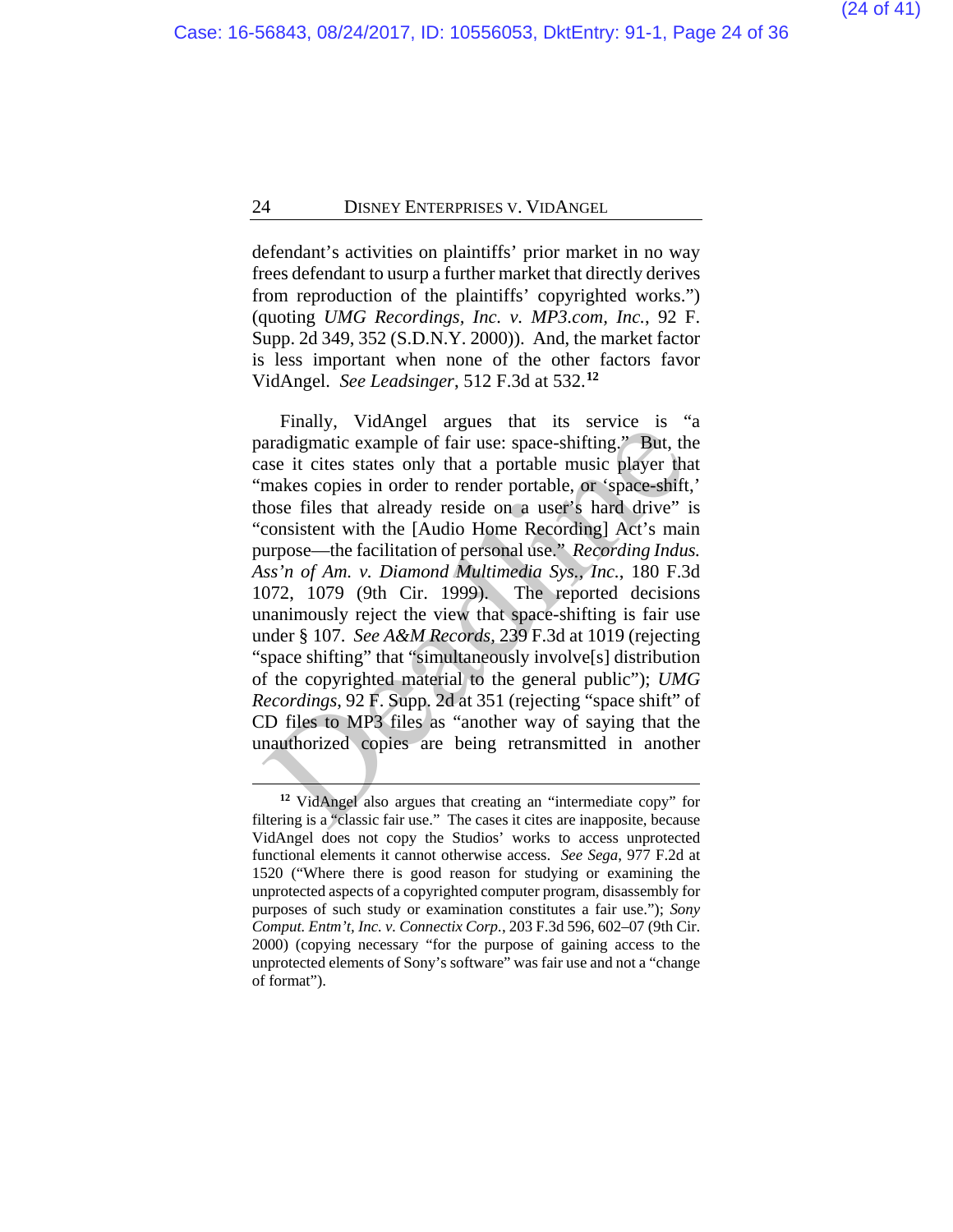defendant's activities on plaintiffs' prior market in no way frees defendant to usurp a further market that directly derives from reproduction of the plaintiffs' copyrighted works.") (quoting *UMG Recordings, Inc. v. MP3.com, Inc.*, 92 F. Supp. 2d 349, 352 (S.D.N.Y. 2000)). And, the market factor is less important when none of the other factors favor VidAngel. *See Leadsinger*, 512 F.3d at 532.[12]

Finally, VidAngel argues that its service is "a paradigmatic example of fair use: space-shifting." But, the case it cites states only that a portable music player that "makes copies in order to render portable, or 'space-shift,' those files that already reside on a user's hard drive" is "consistent with the [Audio Home Recording] Act's main purpose—the facilitation of personal use." *Recording Indus. Ass'n of Am. v. Diamond Multimedia Sys., Inc.*, 180 F.3d 1072, 1079 (9th Cir. 1999). The reported decisions unanimously reject the view that space-shifting is fair use under § 107. *See A&M Records*, 239 F.3d at 1019 (rejecting "space shifting" that "simultaneously involve[s] distribution of the copyrighted material to the general public"); *UMG Recordings*, 92 F. Supp. 2d at 351 (rejecting "space shift" of CD files to MP3 files as "another way of saying that the unauthorized copies are being retransmitted in another

---

[12] VidAngel also argues that creating an "intermediate copy" for filtering is a "classic fair use." The cases it cites are inapposite, because VidAngel does not copy the Studios' works to access unprotected functional elements it cannot otherwise access. *See Sega*, 977 F.2d at 1520 ("Where there is good reason for studying or examining the unprotected aspects of a copyrighted computer program, disassembly for purposes of such study or examination constitutes a fair use."); *Sony Comput. Entm't, Inc. v. Connectix Corp.*, 203 F.3d 596, 602–07 (9th Cir. 2000) (copying necessary "for the purpose of gaining access to the unprotected elements of Sony's software" was fair use and not a "change of format").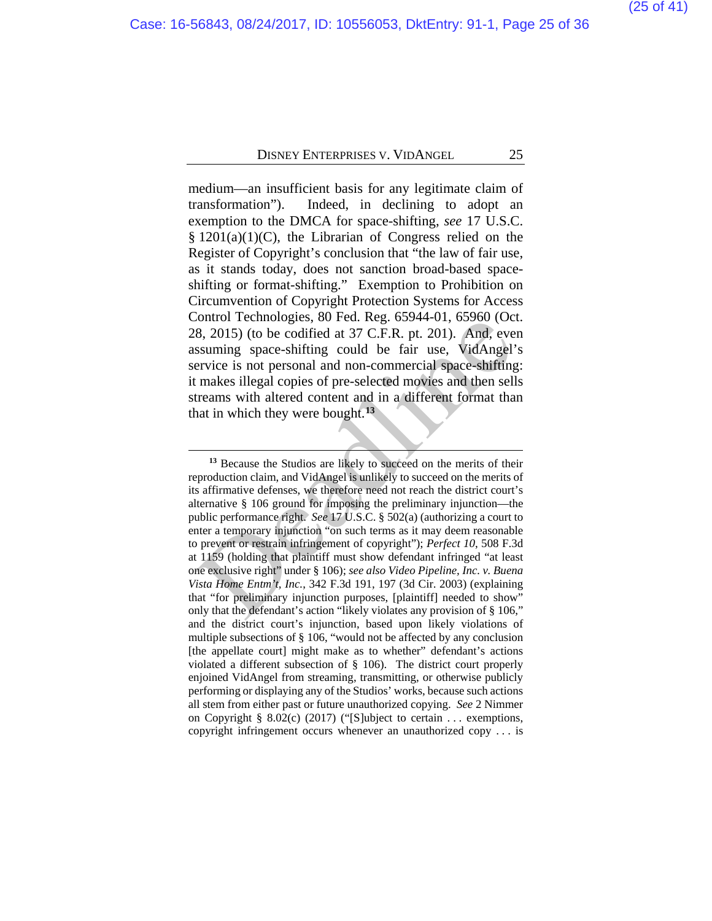medium—an insufficient basis for any legitimate claim of transformation"). Indeed, in declining to adopt an exemption to the DMCA for space-shifting, *see* 17 U.S.C. § 1201(a)(1)(C), the Librarian of Congress relied on the Register of Copyright's conclusion that "the law of fair use, as it stands today, does not sanction broad-based space-shifting or format-shifting." Exemption to Prohibition on Circumvention of Copyright Protection Systems for Access Control Technologies, 80 Fed. Reg. 65944-01, 65960 (Oct. 28, 2015) (to be codified at 37 C.F.R. pt. 201). And, even assuming space-shifting could be fair use, VidAngel's service is not personal and non-commercial space-shifting: it makes illegal copies of pre-selected movies and then sells streams with altered content and in a different format than that in which they were bought.[13]

---

[13] Because the Studios are likely to succeed on the merits of their reproduction claim, and VidAngel is unlikely to succeed on the merits of its affirmative defenses, we therefore need not reach the district court's alternative § 106 ground for imposing the preliminary injunction—the public performance right. *See* 17 U.S.C. § 502(a) (authorizing a court to enter a temporary injunction "on such terms as it may deem reasonable to prevent or restrain infringement of copyright"); *Perfect 10*, 508 F.3d at 1159 (holding that plaintiff must show defendant infringed "at least one exclusive right" under § 106); *see also Video Pipeline, Inc. v. Buena Vista Home Entm't, Inc.*, 342 F.3d 191, 197 (3d Cir. 2003) (explaining that "for preliminary injunction purposes, [plaintiff] needed to show" only that the defendant's action "likely violates any provision of § 106," and the district court's injunction, based upon likely violations of multiple subsections of § 106, "would not be affected by any conclusion [the appellate court] might make as to whether" defendant's actions violated a different subsection of § 106). The district court properly enjoined VidAngel from streaming, transmitting, or otherwise publicly performing or displaying any of the Studios' works, because such actions all stem from either past or future unauthorized copying. *See* 2 Nimmer on Copyright § 8.02(c) (2017) ("[S]ubject to certain . . . exemptions, copyright infringement occurs whenever an unauthorized copy . . . is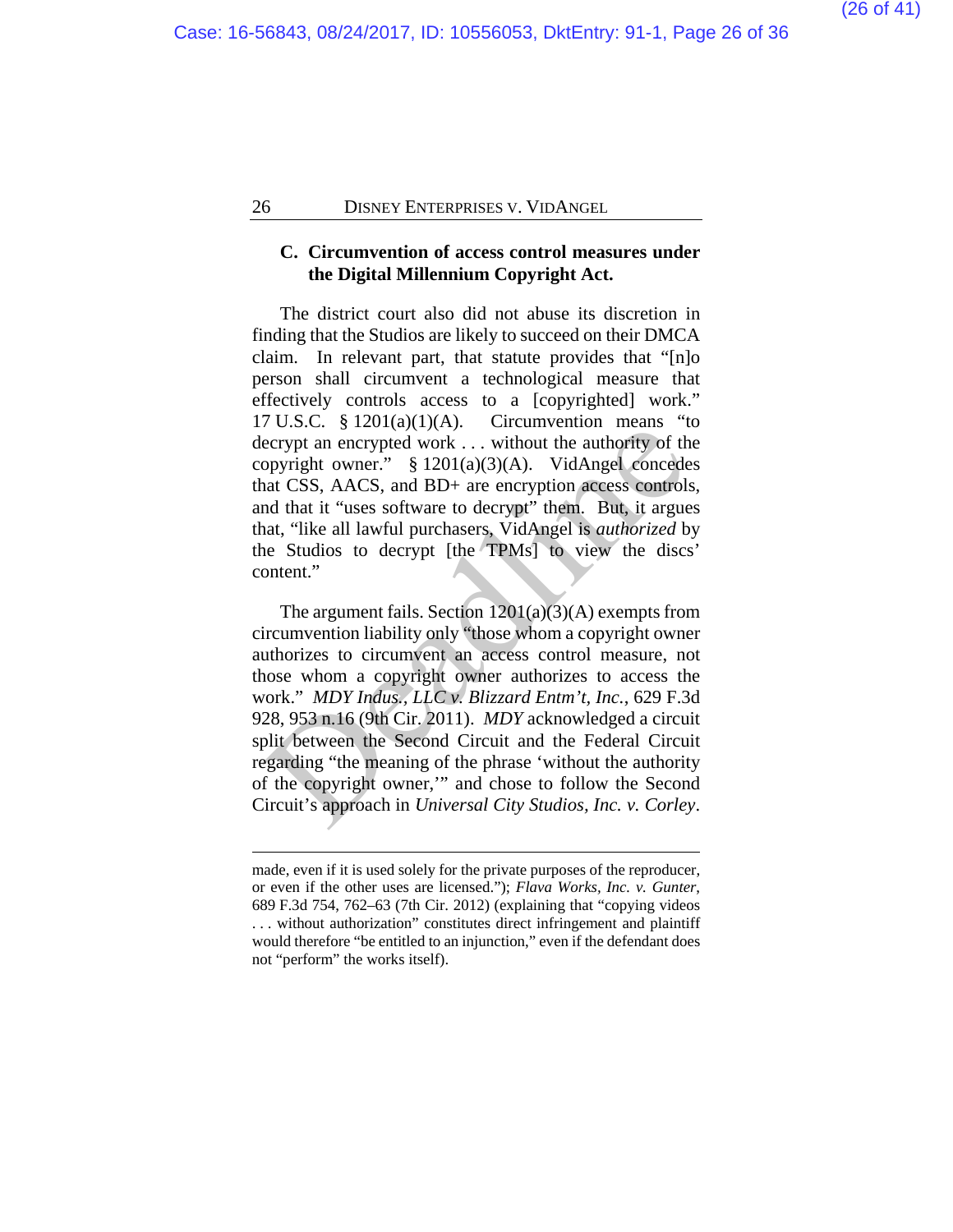### C. Circumvention of access control measures under the Digital Millennium Copyright Act.

The district court also did not abuse its discretion in finding that the Studios are likely to succeed on their DMCA claim. In relevant part, that statute provides that "[n]o person shall circumvent a technological measure that effectively controls access to a [copyrighted] work." 17 U.S.C. § 1201(a)(1)(A). Circumvention means "to decrypt an encrypted work . . . without the authority of the copyright owner." § 1201(a)(3)(A). VidAngel concedes that CSS, AACS, and BD+ are encryption access controls, and that it "uses software to decrypt" them. But, it argues that, "like all lawful purchasers, VidAngel is *authorized* by the Studios to decrypt [the TPMs] to view the discs' content."

The argument fails. Section 1201(a)(3)(A) exempts from circumvention liability only "those whom a copyright owner authorizes to circumvent an access control measure, not those whom a copyright owner authorizes to access the work." *MDY Indus., LLC v. Blizzard Entm't, Inc.*, 629 F.3d 928, 953 n.16 (9th Cir. 2011). *MDY* acknowledged a circuit split between the Second Circuit and the Federal Circuit regarding "the meaning of the phrase 'without the authority of the copyright owner,'" and chose to follow the Second Circuit's approach in *Universal City Studios, Inc. v. Corley*.

---

made, even if it is used solely for the private purposes of the reproducer, or even if the other uses are licensed."); *Flava Works, Inc. v. Gunter*, 689 F.3d 754, 762–63 (7th Cir. 2012) (explaining that "copying videos . . . without authorization" constitutes direct infringement and plaintiff would therefore "be entitled to an injunction," even if the defendant does not "perform" the works itself).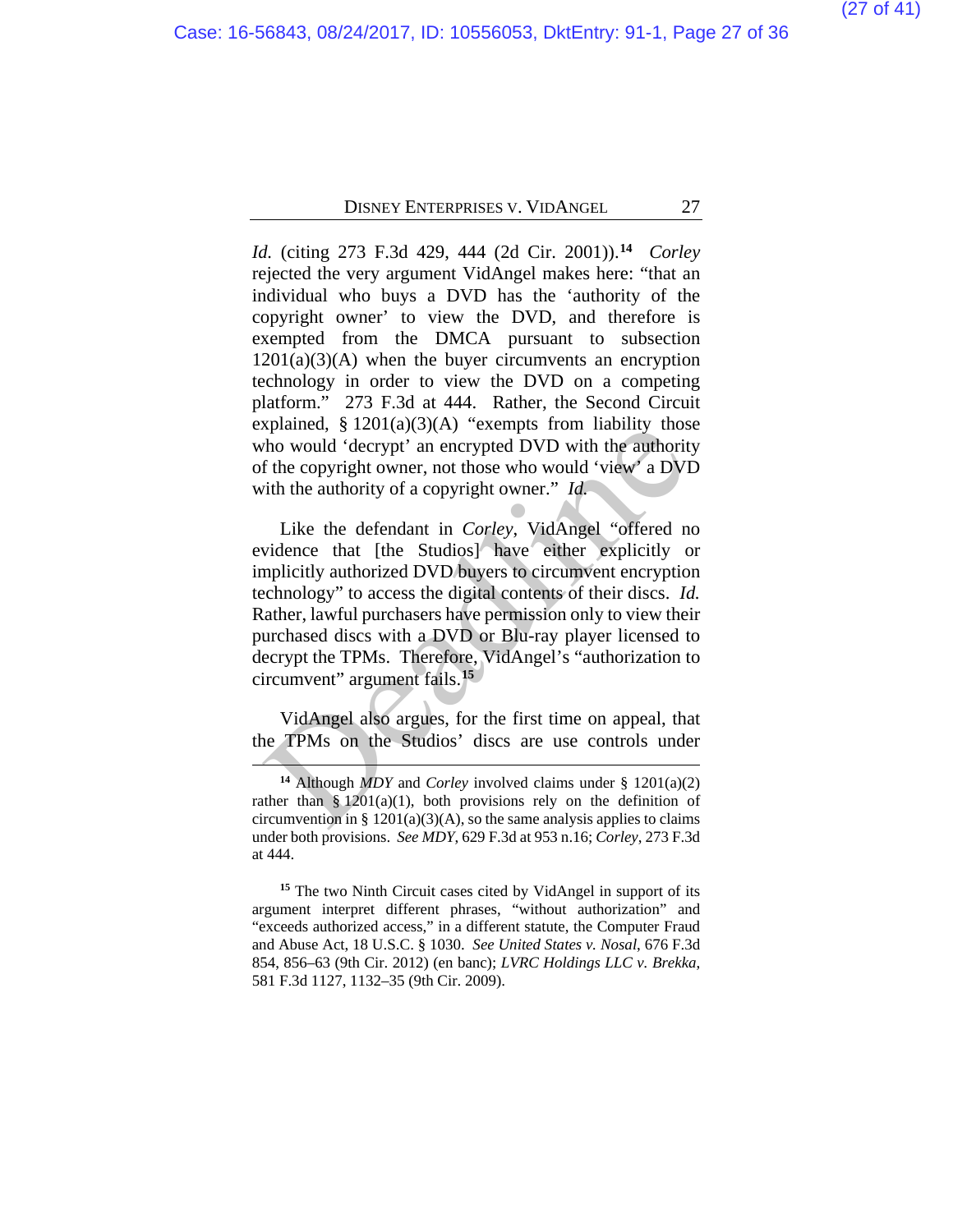*Id.* (citing 273 F.3d 429, 444 (2d Cir. 2001)).[14] *Corley* rejected the very argument VidAngel makes here: "that an individual who buys a DVD has the 'authority of the copyright owner' to view the DVD, and therefore is exempted from the DMCA pursuant to subsection 1201(a)(3)(A) when the buyer circumvents an encryption technology in order to view the DVD on a competing platform." 273 F.3d at 444. Rather, the Second Circuit explained, § 1201(a)(3)(A) "exempts from liability those who would 'decrypt' an encrypted DVD with the authority of the copyright owner, not those who would 'view' a DVD with the authority of a copyright owner." *Id.*

Like the defendant in *Corley*, VidAngel "offered no evidence that [the Studios] have either explicitly or implicitly authorized DVD buyers to circumvent encryption technology" to access the digital contents of their discs. *Id.* Rather, lawful purchasers have permission only to view their purchased discs with a DVD or Blu-ray player licensed to decrypt the TPMs. Therefore, VidAngel's "authorization to circumvent" argument fails.[15]

VidAngel also argues, for the first time on appeal, that the TPMs on the Studios' discs are use controls under

---

[14] Although *MDY* and *Corley* involved claims under § 1201(a)(2) rather than § 1201(a)(1), both provisions rely on the definition of circumvention in § 1201(a)(3)(A), so the same analysis applies to claims under both provisions. *See MDY*, 629 F.3d at 953 n.16; *Corley*, 273 F.3d at 444.

[15] The two Ninth Circuit cases cited by VidAngel in support of its argument interpret different phrases, "without authorization" and "exceeds authorized access," in a different statute, the Computer Fraud and Abuse Act, 18 U.S.C. § 1030. *See United States v. Nosal*, 676 F.3d 854, 856–63 (9th Cir. 2012) (en banc); *LVRC Holdings LLC v. Brekka*, 581 F.3d 1127, 1132–35 (9th Cir. 2009).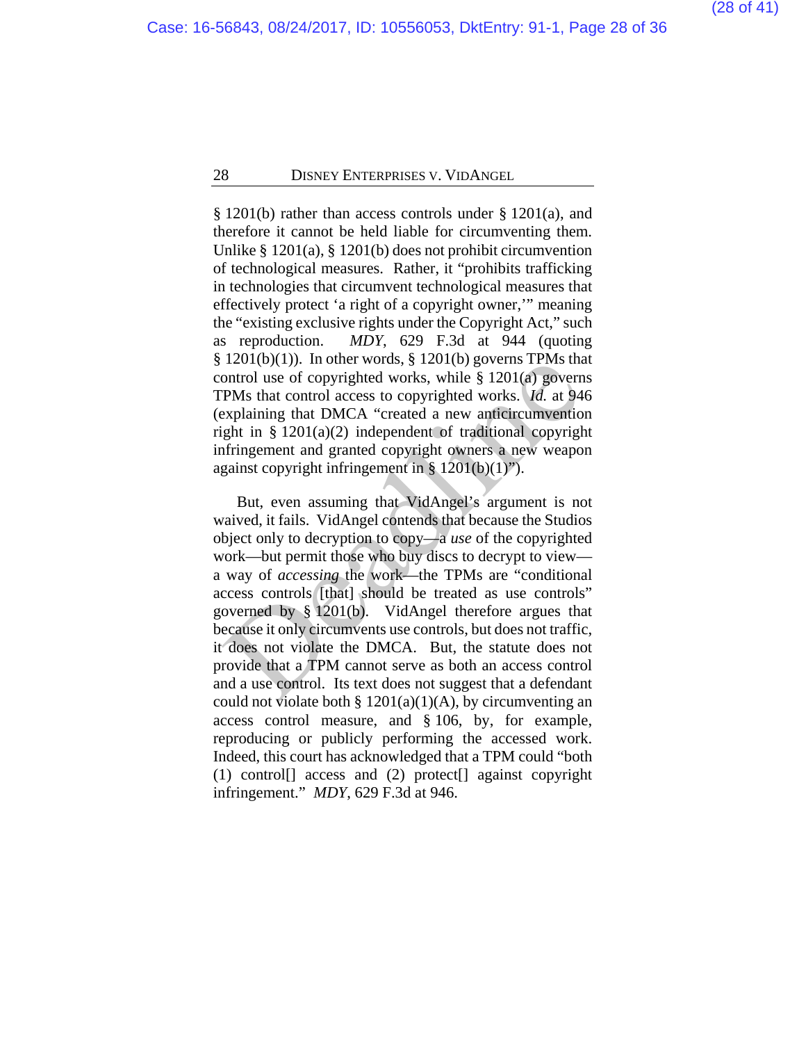§ 1201(b) rather than access controls under § 1201(a), and therefore it cannot be held liable for circumventing them. Unlike § 1201(a), § 1201(b) does not prohibit circumvention of technological measures. Rather, it "prohibits trafficking in technologies that circumvent technological measures that effectively protect 'a right of a copyright owner,'" meaning the "existing exclusive rights under the Copyright Act," such as reproduction. *MDY*, 629 F.3d at 944 (quoting § 1201(b)(1)). In other words, § 1201(b) governs TPMs that control use of copyrighted works, while § 1201(a) governs TPMs that control access to copyrighted works. *Id.* at 946 (explaining that DMCA "created a new anticircumvention right in § 1201(a)(2) independent of traditional copyright infringement and granted copyright owners a new weapon against copyright infringement in § 1201(b)(1)").

But, even assuming that VidAngel's argument is not waived, it fails. VidAngel contends that because the Studios object only to decryption to copy—a *use* of the copyrighted work—but permit those who buy discs to decrypt to view—a way of *accessing* the work—the TPMs are "conditional access controls [that] should be treated as use controls" governed by § 1201(b). VidAngel therefore argues that because it only circumvents use controls, but does not traffic, it does not violate the DMCA. But, the statute does not provide that a TPM cannot serve as both an access control and a use control. Its text does not suggest that a defendant could not violate both § 1201(a)(1)(A), by circumventing an access control measure, and § 106, by, for example, reproducing or publicly performing the accessed work. Indeed, this court has acknowledged that a TPM could "both (1) control[] access and (2) protect[] against copyright infringement." *MDY*, 629 F.3d at 946.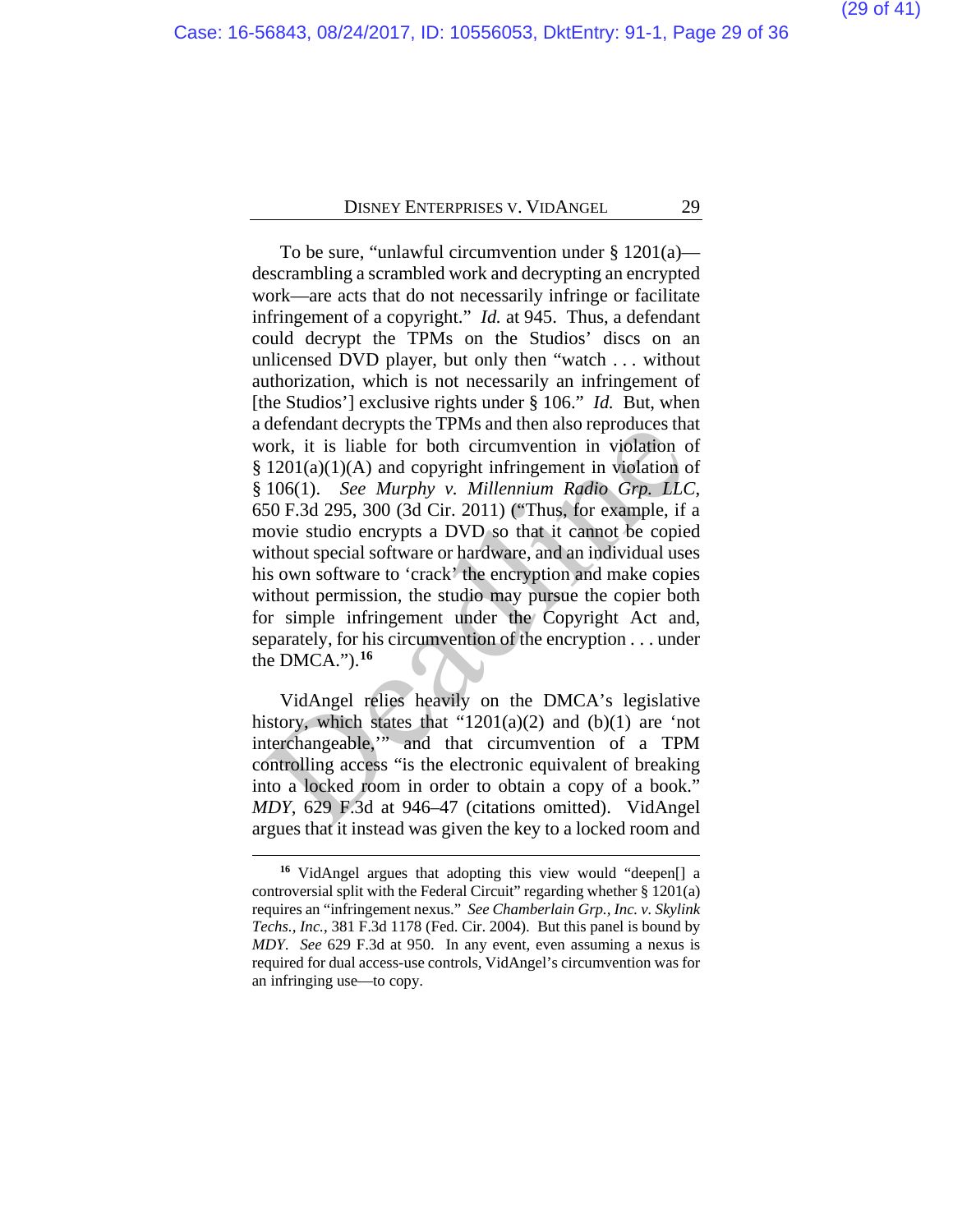To be sure, "unlawful circumvention under § 1201(a)—descrambling a scrambled work and decrypting an encrypted work—are acts that do not necessarily infringe or facilitate infringement of a copyright." *Id.* at 945. Thus, a defendant could decrypt the TPMs on the Studios' discs on an unlicensed DVD player, but only then "watch . . . without authorization, which is not necessarily an infringement of [the Studios'] exclusive rights under § 106." *Id.* But, when a defendant decrypts the TPMs and then also reproduces that work, it is liable for both circumvention in violation of § 1201(a)(1)(A) and copyright infringement in violation of § 106(1). *See Murphy v. Millennium Radio Grp. LLC*, 650 F.3d 295, 300 (3d Cir. 2011) ("Thus, for example, if a movie studio encrypts a DVD so that it cannot be copied without special software or hardware, and an individual uses his own software to 'crack' the encryption and make copies without permission, the studio may pursue the copier both for simple infringement under the Copyright Act and, separately, for his circumvention of the encryption . . . under the DMCA.").[16]

VidAngel relies heavily on the DMCA's legislative history, which states that "1201(a)(2) and (b)(1) are 'not interchangeable,'" and that circumvention of a TPM controlling access "is the electronic equivalent of breaking into a locked room in order to obtain a copy of a book." *MDY*, 629 F.3d at 946–47 (citations omitted). VidAngel argues that it instead was given the key to a locked room and

---

[16] VidAngel argues that adopting this view would "deepen[] a controversial split with the Federal Circuit" regarding whether § 1201(a) requires an "infringement nexus." *See Chamberlain Grp., Inc. v. Skylink Techs., Inc.*, 381 F.3d 1178 (Fed. Cir. 2004). But this panel is bound by *MDY*. *See* 629 F.3d at 950. In any event, even assuming a nexus is required for dual access-use controls, VidAngel's circumvention was for an infringing use—to copy.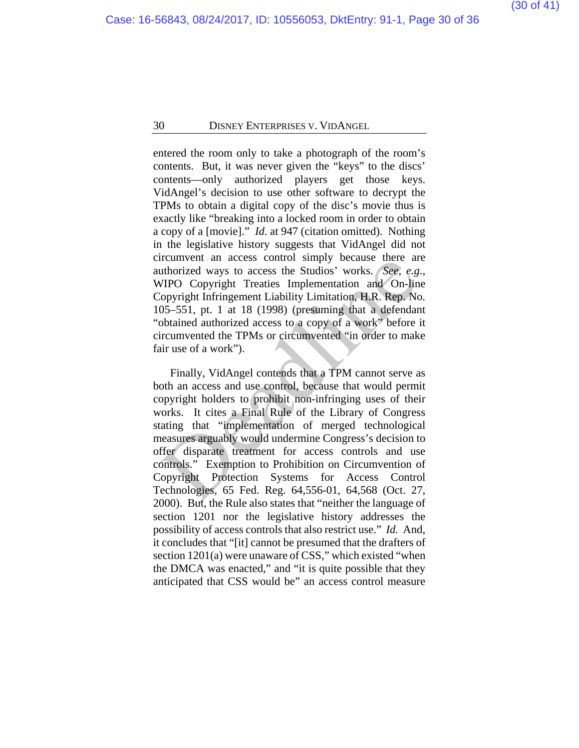entered the room only to take a photograph of the room's contents. But, it was never given the "keys" to the discs' contents—only authorized players get those keys. VidAngel's decision to use other software to decrypt the TPMs to obtain a digital copy of the disc's movie thus is exactly like "breaking into a locked room in order to obtain a copy of a [movie]." *Id.* at 947 (citation omitted). Nothing in the legislative history suggests that VidAngel did not circumvent an access control simply because there are authorized ways to access the Studios' works. *See, e.g.*, WIPO Copyright Treaties Implementation and On-line Copyright Infringement Liability Limitation, H.R. Rep. No. 105–551, pt. 1 at 18 (1998) (presuming that a defendant "obtained authorized access to a copy of a work" before it circumvented the TPMs or circumvented "in order to make fair use of a work").

Finally, VidAngel contends that a TPM cannot serve as both an access and use control, because that would permit copyright holders to prohibit non-infringing uses of their works. It cites a Final Rule of the Library of Congress stating that "implementation of merged technological measures arguably would undermine Congress's decision to offer disparate treatment for access controls and use controls." Exemption to Prohibition on Circumvention of Copyright Protection Systems for Access Control Technologies, 65 Fed. Reg. 64,556-01, 64,568 (Oct. 27, 2000). But, the Rule also states that "neither the language of section 1201 nor the legislative history addresses the possibility of access controls that also restrict use." *Id.* And, it concludes that "[it] cannot be presumed that the drafters of section 1201(a) were unaware of CSS," which existed "when the DMCA was enacted," and "it is quite possible that they anticipated that CSS would be" an access control measure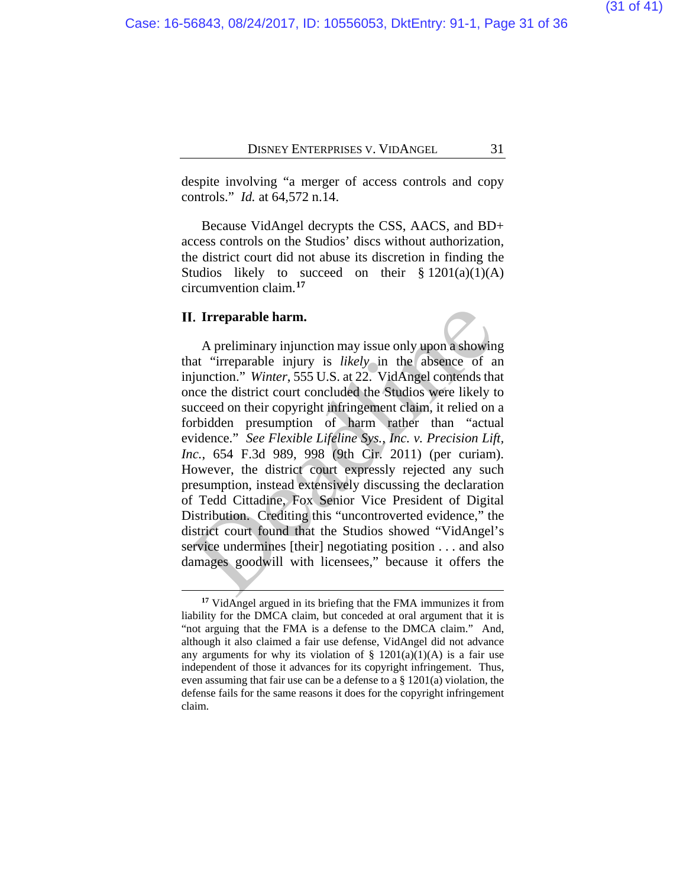despite involving "a merger of access controls and copy controls." *Id.* at 64,572 n.14.

Because VidAngel decrypts the CSS, AACS, and BD+ access controls on the Studios' discs without authorization, the district court did not abuse its discretion in finding the Studios likely to succeed on their § 1201(a)(1)(A) circumvention claim.[17]

## II. Irreparable harm.

A preliminary injunction may issue only upon a showing that "irreparable injury is *likely* in the absence of an injunction." *Winter*, 555 U.S. at 22. VidAngel contends that once the district court concluded the Studios were likely to succeed on their copyright infringement claim, it relied on a forbidden presumption of harm rather than "actual evidence." *See Flexible Lifeline Sys., Inc. v. Precision Lift, Inc.*, 654 F.3d 989, 998 (9th Cir. 2011) (per curiam). However, the district court expressly rejected any such presumption, instead extensively discussing the declaration of Tedd Cittadine, Fox Senior Vice President of Digital Distribution. Crediting this "uncontroverted evidence," the district court found that the Studios showed "VidAngel's service undermines [their] negotiating position . . . and also damages goodwill with licensees," because it offers the

---

[17] VidAngel argued in its briefing that the FMA immunizes it from liability for the DMCA claim, but conceded at oral argument that it is "not arguing that the FMA is a defense to the DMCA claim." And, although it also claimed a fair use defense, VidAngel did not advance any arguments for why its violation of § 1201(a)(1)(A) is a fair use independent of those it advances for its copyright infringement. Thus, even assuming that fair use can be a defense to a § 1201(a) violation, the defense fails for the same reasons it does for the copyright infringement claim.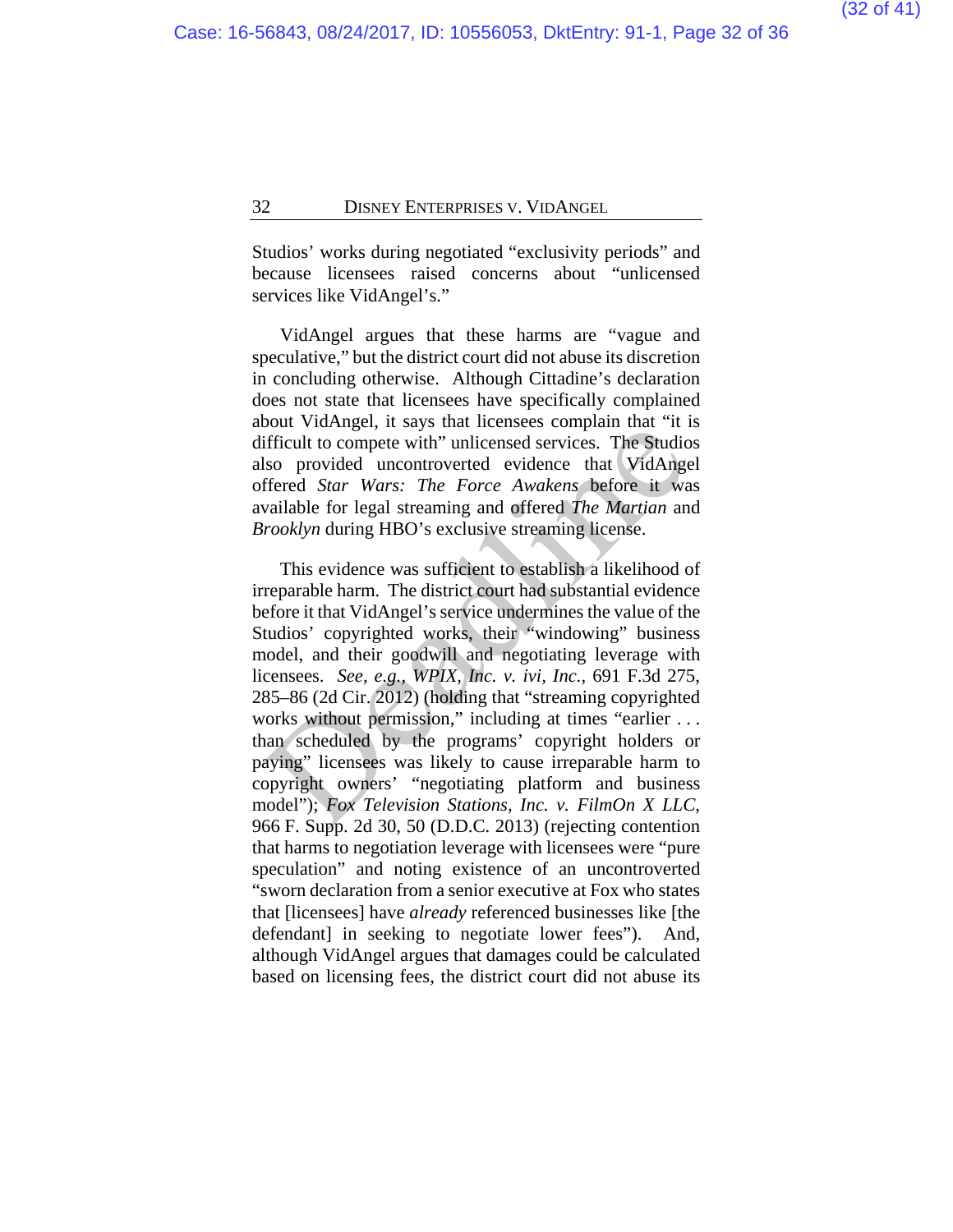Studios' works during negotiated "exclusivity periods" and because licensees raised concerns about "unlicensed services like VidAngel's."

VidAngel argues that these harms are "vague and speculative," but the district court did not abuse its discretion in concluding otherwise. Although Cittadine's declaration does not state that licensees have specifically complained about VidAngel, it says that licensees complain that "it is difficult to compete with" unlicensed services. The Studios also provided uncontroverted evidence that VidAngel offered *Star Wars: The Force Awakens* before it was available for legal streaming and offered *The Martian* and *Brooklyn* during HBO's exclusive streaming license.

This evidence was sufficient to establish a likelihood of irreparable harm. The district court had substantial evidence before it that VidAngel's service undermines the value of the Studios' copyrighted works, their "windowing" business model, and their goodwill and negotiating leverage with licensees. *See, e.g.*, *WPIX, Inc. v. ivi, Inc.*, 691 F.3d 275, 285–86 (2d Cir. 2012) (holding that "streaming copyrighted works without permission," including at times "earlier . . . than scheduled by the programs' copyright holders or paying" licensees was likely to cause irreparable harm to copyright owners' "negotiating platform and business model"); *Fox Television Stations, Inc. v. FilmOn X LLC*, 966 F. Supp. 2d 30, 50 (D.D.C. 2013) (rejecting contention that harms to negotiation leverage with licensees were "pure speculation" and noting existence of an uncontroverted "sworn declaration from a senior executive at Fox who states that [licensees] have *already* referenced businesses like [the defendant] in seeking to negotiate lower fees"). And, although VidAngel argues that damages could be calculated based on licensing fees, the district court did not abuse its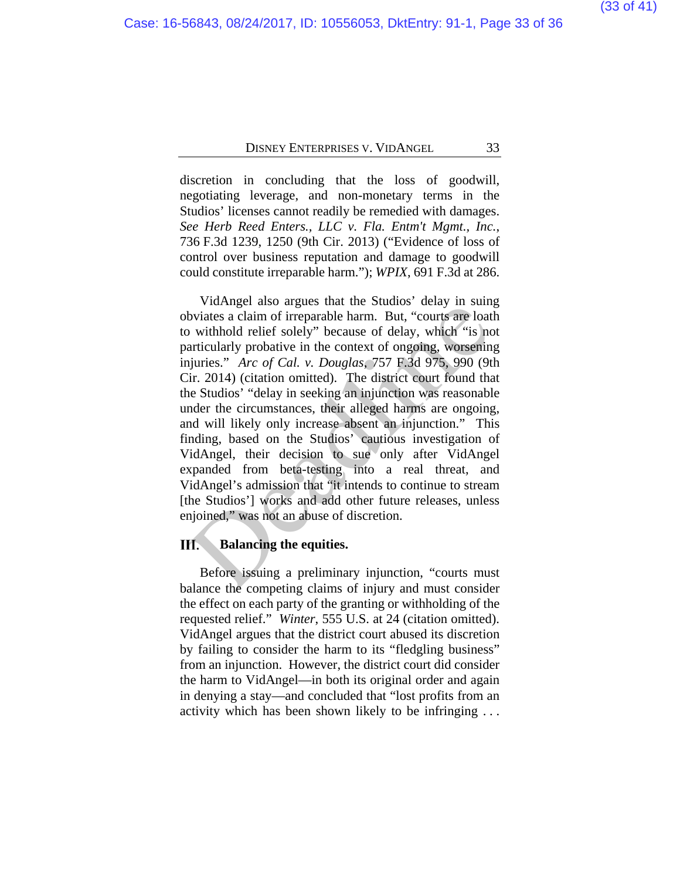discretion in concluding that the loss of goodwill, negotiating leverage, and non-monetary terms in the Studios' licenses cannot readily be remedied with damages. *See Herb Reed Enters., LLC v. Fla. Entm't Mgmt., Inc.*, 736 F.3d 1239, 1250 (9th Cir. 2013) ("Evidence of loss of control over business reputation and damage to goodwill could constitute irreparable harm."); *WPIX*, 691 F.3d at 286.

VidAngel also argues that the Studios' delay in suing obviates a claim of irreparable harm. But, "courts are loath to withhold relief solely" because of delay, which "is not particularly probative in the context of ongoing, worsening injuries." *Arc of Cal. v. Douglas*, 757 F.3d 975, 990 (9th Cir. 2014) (citation omitted). The district court found that the Studios' "delay in seeking an injunction was reasonable under the circumstances, their alleged harms are ongoing, and will likely only increase absent an injunction." This finding, based on the Studios' cautious investigation of VidAngel, their decision to sue only after VidAngel expanded from beta-testing into a real threat, and VidAngel's admission that "it intends to continue to stream [the Studios'] works and add other future releases, unless enjoined," was not an abuse of discretion.

## III. Balancing the equities.

Before issuing a preliminary injunction, "courts must balance the competing claims of injury and must consider the effect on each party of the granting or withholding of the requested relief." *Winter*, 555 U.S. at 24 (citation omitted). VidAngel argues that the district court abused its discretion by failing to consider the harm to its "fledgling business" from an injunction. However, the district court did consider the harm to VidAngel—in both its original order and again in denying a stay—and concluded that "lost profits from an activity which has been shown likely to be infringing . . .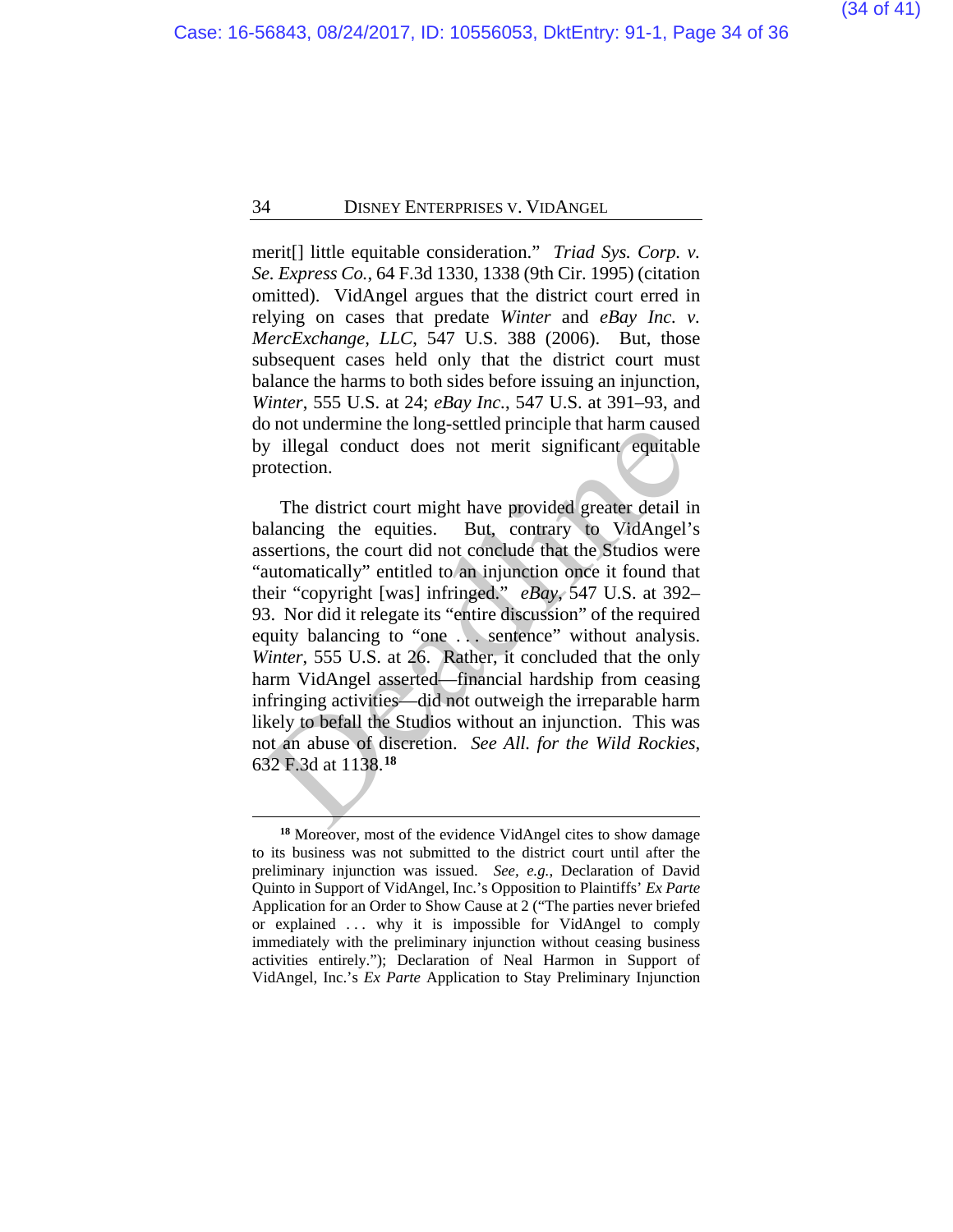merit[] little equitable consideration." *Triad Sys. Corp. v. Se. Express Co.*, 64 F.3d 1330, 1338 (9th Cir. 1995) (citation omitted). VidAngel argues that the district court erred in relying on cases that predate *Winter* and *eBay Inc. v. MercExchange, LLC*, 547 U.S. 388 (2006). But, those subsequent cases held only that the district court must balance the harms to both sides before issuing an injunction, *Winter*, 555 U.S. at 24; *eBay Inc.*, 547 U.S. at 391–93, and do not undermine the long-settled principle that harm caused by illegal conduct does not merit significant equitable protection.

The district court might have provided greater detail in balancing the equities. But, contrary to VidAngel's assertions, the court did not conclude that the Studios were "automatically" entitled to an injunction once it found that their "copyright [was] infringed." *eBay*, 547 U.S. at 392–93. Nor did it relegate its "entire discussion" of the required equity balancing to "one . . . sentence" without analysis. *Winter*, 555 U.S. at 26. Rather, it concluded that the only harm VidAngel asserted—financial hardship from ceasing infringing activities—did not outweigh the irreparable harm likely to befall the Studios without an injunction. This was not an abuse of discretion. *See All. for the Wild Rockies*, 632 F.3d at 1138.[18]

---

[18] Moreover, most of the evidence VidAngel cites to show damage to its business was not submitted to the district court until after the preliminary injunction was issued. *See, e.g.*, Declaration of David Quinto in Support of VidAngel, Inc.'s Opposition to Plaintiffs' *Ex Parte* Application for an Order to Show Cause at 2 ("The parties never briefed or explained . . . why it is impossible for VidAngel to comply immediately with the preliminary injunction without ceasing business activities entirely."); Declaration of Neal Harmon in Support of VidAngel, Inc.'s *Ex Parte* Application to Stay Preliminary Injunction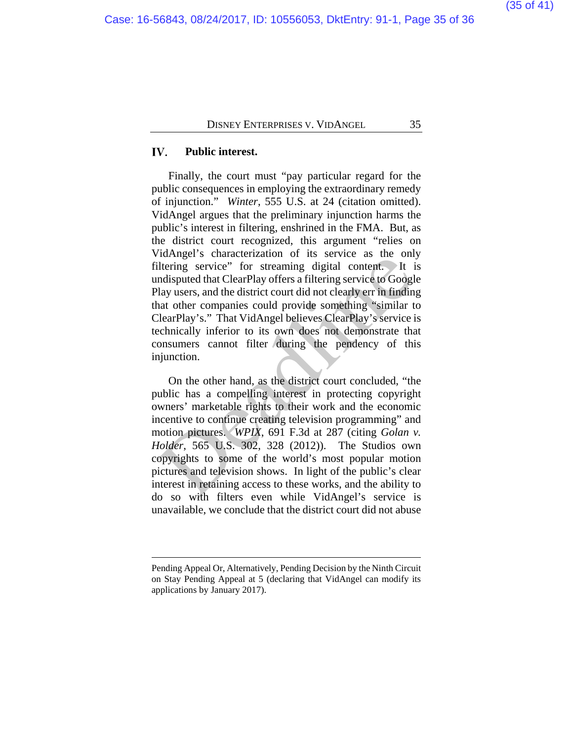## IV. Public interest.

Finally, the court must "pay particular regard for the public consequences in employing the extraordinary remedy of injunction." *Winter*, 555 U.S. at 24 (citation omitted). VidAngel argues that the preliminary injunction harms the public's interest in filtering, enshrined in the FMA. But, as the district court recognized, this argument "relies on VidAngel's characterization of its service as the only filtering service" for streaming digital content. It is undisputed that ClearPlay offers a filtering service to Google Play users, and the district court did not clearly err in finding that other companies could provide something "similar to ClearPlay's." That VidAngel believes ClearPlay's service is technically inferior to its own does not demonstrate that consumers cannot filter during the pendency of this injunction.

On the other hand, as the district court concluded, "the public has a compelling interest in protecting copyright owners' marketable rights to their work and the economic incentive to continue creating television programming" and motion pictures. *WPIX*, 691 F.3d at 287 (citing *Golan v. Holder*, 565 U.S. 302, 328 (2012)). The Studios own copyrights to some of the world's most popular motion pictures and television shows. In light of the public's clear interest in retaining access to these works, and the ability to do so with filters even while VidAngel's service is unavailable, we conclude that the district court did not abuse

---

Pending Appeal Or, Alternatively, Pending Decision by the Ninth Circuit on Stay Pending Appeal at 5 (declaring that VidAngel can modify its applications by January 2017).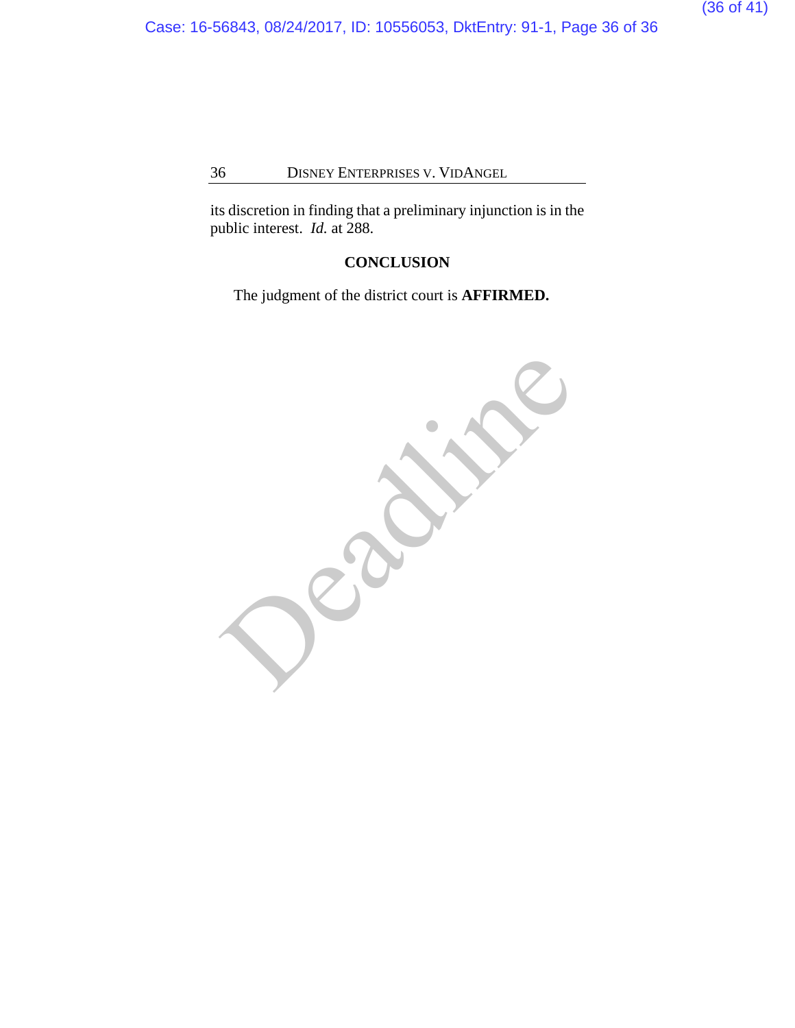its discretion in finding that a preliminary injunction is in the public interest. *Id.* at 288.

## CONCLUSION

The judgment of the district court is **AFFIRMED.**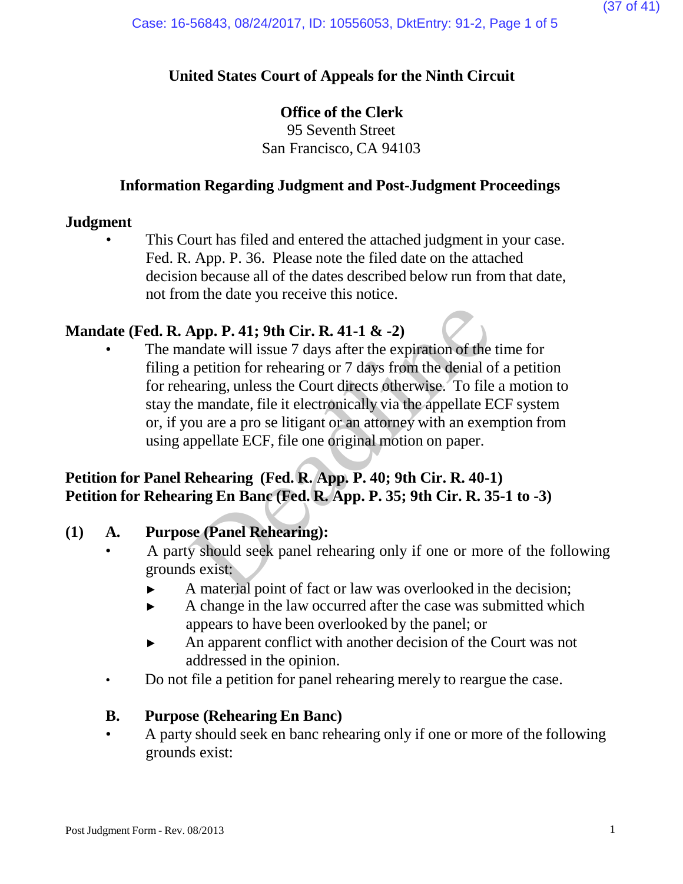**United States Court of Appeals for the Ninth Circuit**

**Office of the Clerk**
95 Seventh Street
San Francisco, CA 94103

**Information Regarding Judgment and Post-Judgment Proceedings**

**Judgment**

- This Court has filed and entered the attached judgment in your case. Fed. R. App. P. 36. Please note the filed date on the attached decision because all of the dates described below run from that date, not from the date you receive this notice.

**Mandate (Fed. R. App. P. 41; 9th Cir. R. 41-1 & -2)**

- The mandate will issue 7 days after the expiration of the time for filing a petition for rehearing or 7 days from the denial of a petition for rehearing, unless the Court directs otherwise. To file a motion to stay the mandate, file it electronically via the appellate ECF system or, if you are a pro se litigant or an attorney with an exemption from using appellate ECF, file one original motion on paper.

**Petition for Panel Rehearing (Fed. R. App. P. 40; 9th Cir. R. 40-1)**
**Petition for Rehearing En Banc (Fed. R. App. P. 35; 9th Cir. R. 35-1 to -3)**

**(1) A. Purpose (Panel Rehearing):**

- A party should seek panel rehearing only if one or more of the following grounds exist:
  - ► A material point of fact or law was overlooked in the decision;
  - ► A change in the law occurred after the case was submitted which appears to have been overlooked by the panel; or
  - ► An apparent conflict with another decision of the Court was not addressed in the opinion.
- Do not file a petition for panel rehearing merely to reargue the case.

**B. Purpose (Rehearing En Banc)**

- A party should seek en banc rehearing only if one or more of the following grounds exist:

Post Judgment Form - Rev. 08/2013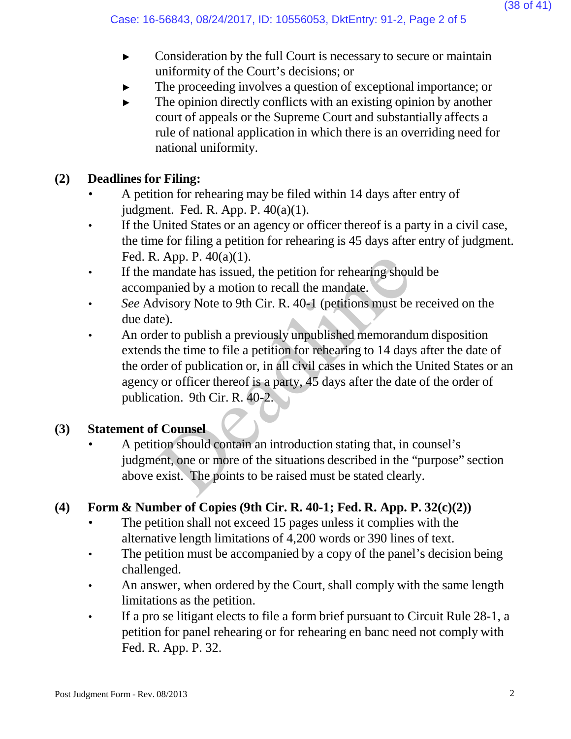- ▸ Consideration by the full Court is necessary to secure or maintain uniformity of the Court's decisions; or
- ▸ The proceeding involves a question of exceptional importance; or
- ▸ The opinion directly conflicts with an existing opinion by another court of appeals or the Supreme Court and substantially affects a rule of national application in which there is an overriding need for national uniformity.

**(2) Deadlines for Filing:**

- A petition for rehearing may be filed within 14 days after entry of judgment. Fed. R. App. P. 40(a)(1).
- If the United States or an agency or officer thereof is a party in a civil case, the time for filing a petition for rehearing is 45 days after entry of judgment. Fed. R. App. P. 40(a)(1).
- If the mandate has issued, the petition for rehearing should be accompanied by a motion to recall the mandate.
- *See* Advisory Note to 9th Cir. R. 40-1 (petitions must be received on the due date).
- An order to publish a previously unpublished memorandum disposition extends the time to file a petition for rehearing to 14 days after the date of the order of publication or, in all civil cases in which the United States or an agency or officer thereof is a party, 45 days after the date of the order of publication. 9th Cir. R. 40-2.

**(3) Statement of Counsel**

- A petition should contain an introduction stating that, in counsel's judgment, one or more of the situations described in the "purpose" section above exist. The points to be raised must be stated clearly.

**(4) Form & Number of Copies (9th Cir. R. 40-1; Fed. R. App. P. 32(c)(2))**

- The petition shall not exceed 15 pages unless it complies with the alternative length limitations of 4,200 words or 390 lines of text.
- The petition must be accompanied by a copy of the panel's decision being challenged.
- An answer, when ordered by the Court, shall comply with the same length limitations as the petition.
- If a pro se litigant elects to file a form brief pursuant to Circuit Rule 28-1, a petition for panel rehearing or for rehearing en banc need not comply with Fed. R. App. P. 32.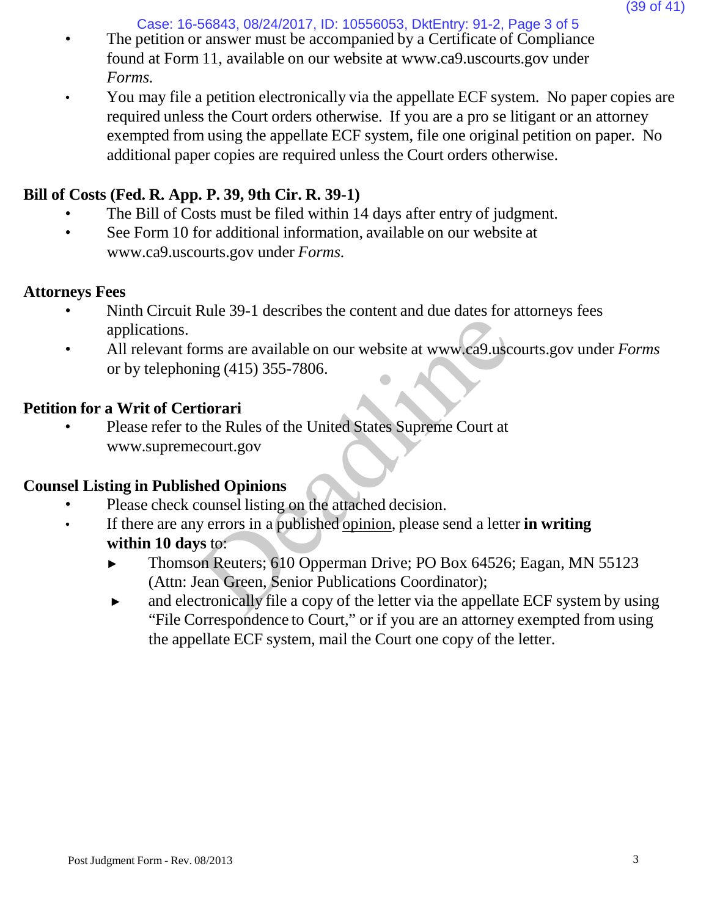- The petition or answer must be accompanied by a Certificate of Compliance found at Form 11, available on our website at www.ca9.uscourts.gov under *Forms.*
- You may file a petition electronically via the appellate ECF system. No paper copies are required unless the Court orders otherwise. If you are a pro se litigant or an attorney exempted from using the appellate ECF system, file one original petition on paper. No additional paper copies are required unless the Court orders otherwise.

**Bill of Costs (Fed. R. App. P. 39, 9th Cir. R. 39-1)**

- The Bill of Costs must be filed within 14 days after entry of judgment.
- See Form 10 for additional information, available on our website at www.ca9.uscourts.gov under *Forms.*

**Attorneys Fees**

- Ninth Circuit Rule 39-1 describes the content and due dates for attorneys fees applications.
- All relevant forms are available on our website at www.ca9.uscourts.gov under *Forms* or by telephoning (415) 355-7806.

**Petition for a Writ of Certiorari**

- Please refer to the Rules of the United States Supreme Court at www.supremecourt.gov

**Counsel Listing in Published Opinions**

- Please check counsel listing on the attached decision.
- If there are any errors in a published opinion, please send a letter **in writing within 10 days** to:
  - ► Thomson Reuters; 610 Opperman Drive; PO Box 64526; Eagan, MN 55123 (Attn: Jean Green, Senior Publications Coordinator);
  - ► and electronically file a copy of the letter via the appellate ECF system by using "File Correspondence to Court," or if you are an attorney exempted from using the appellate ECF system, mail the Court one copy of the letter.

Post Judgment Form - Rev. 08/2013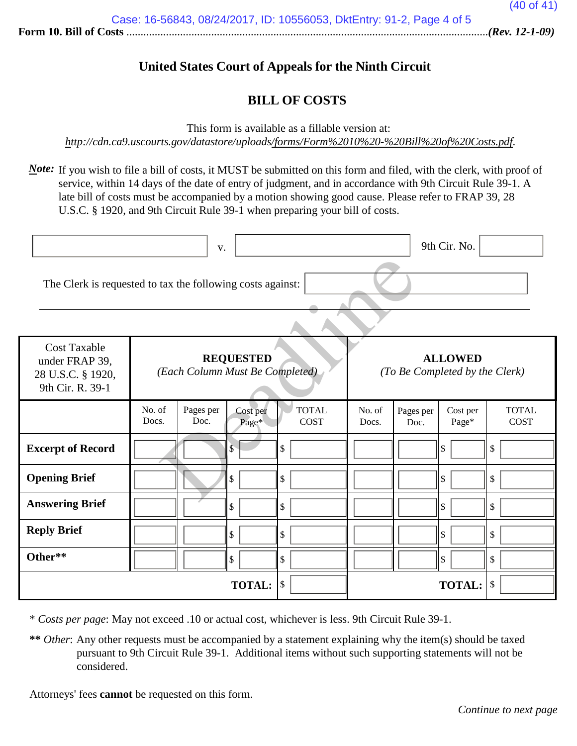**Form 10. Bill of Costs** ................................................................................................................................*(Rev. 12-1-09)*

## United States Court of Appeals for the Ninth Circuit

## BILL OF COSTS

This form is available as a fillable version at:
*http://cdn.ca9.uscourts.gov/datastore/uploads/forms/Form%2010%20-%20Bill%20of%20Costs.pdf.*

***Note:*** If you wish to file a bill of costs, it MUST be submitted on this form and filed, with the clerk, with proof of service, within 14 days of the date of entry of judgment, and in accordance with 9th Circuit Rule 39-1. A late bill of costs must be accompanied by a motion showing good cause. Please refer to FRAP 39, 28 U.S.C. § 1920, and 9th Circuit Rule 39-1 when preparing your bill of costs.

______________ v. ______________ 9th Cir. No. __________

The Clerk is requested to tax the following costs against: ______________

| Cost Taxable under FRAP 39, 28 U.S.C. § 1920, 9th Cir. R. 39-1 | **REQUESTED** *(Each Column Must Be Completed)* | | | | **ALLOWED** *(To Be Completed by the Clerk)* | | | |
|---|---|---|---|---|---|---|---|---|
| | No. of Docs. | Pages per Doc. | Cost per Page* | TOTAL COST | No. of Docs. | Pages per Doc. | Cost per Page* | TOTAL COST |
| **Excerpt of Record** | | | $ | $ | | | $ | $ |
| **Opening Brief** | | | $ | $ | | | $ | $ |
| **Answering Brief** | | | $ | $ | | | $ | $ |
| **Reply Brief** | | | $ | $ | | | $ | $ |
| **Other**** | | | $ | $ | | | $ | $ |
| | | | **TOTAL:** | $ | | | **TOTAL:** | $ |

\* *Costs per page*: May not exceed .10 or actual cost, whichever is less. 9th Circuit Rule 39-1.

**\*\*** *Other*: Any other requests must be accompanied by a statement explaining why the item(s) should be taxed pursuant to 9th Circuit Rule 39-1. Additional items without such supporting statements will not be considered.

Attorneys' fees **cannot** be requested on this form.

*Continue to next page*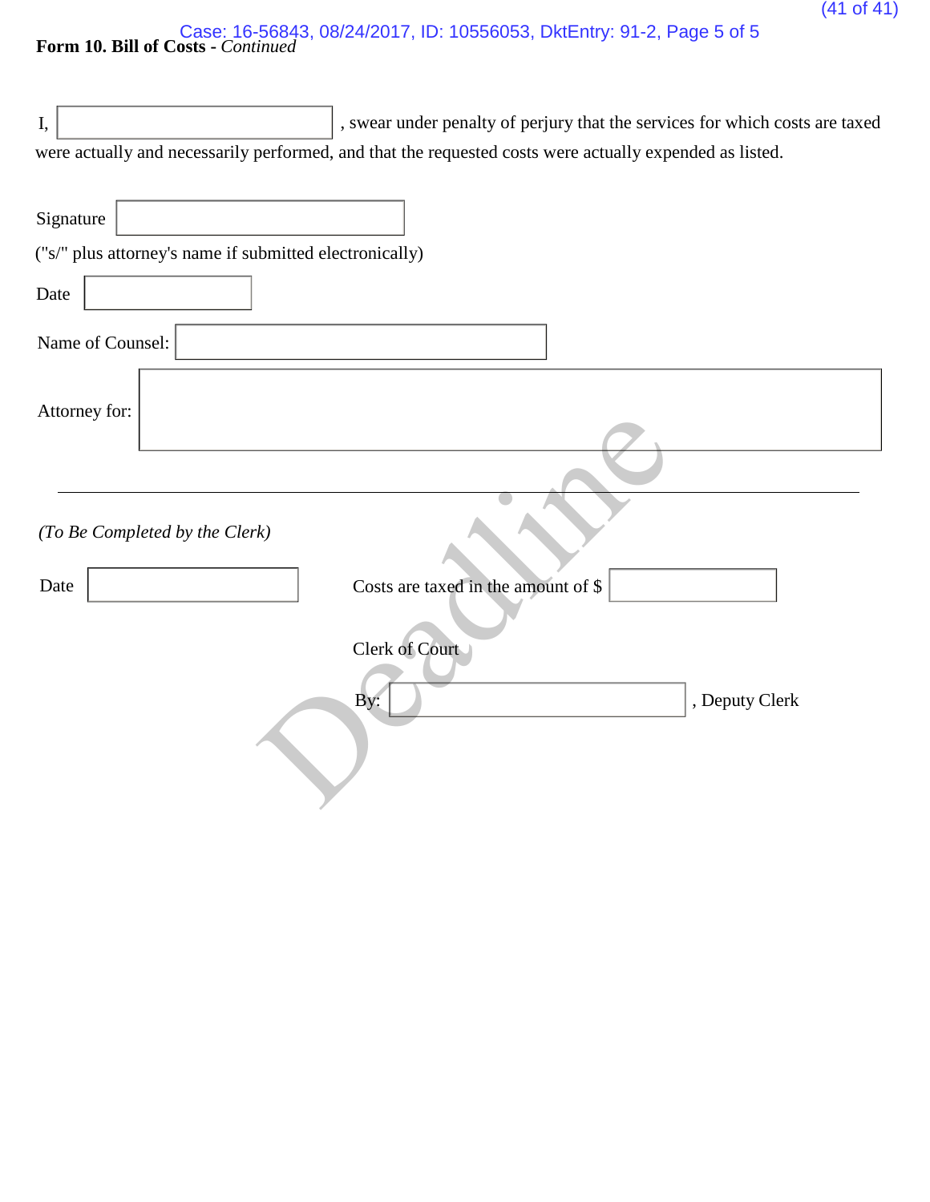**Form 10. Bill of Costs -** *Continued*

I, ______________________, swear under penalty of perjury that the services for which costs are taxed were actually and necessarily performed, and that the requested costs were actually expended as listed.

Signature ______________________

("s/" plus attorney's name if submitted electronically)

Date ______________________

Name of Counsel: ______________________

Attorney for: ______________________

---

*(To Be Completed by the Clerk)*

Date ______________________ Costs are taxed in the amount of $ ______________________

Clerk of Court

By: ______________________, Deputy Clerk